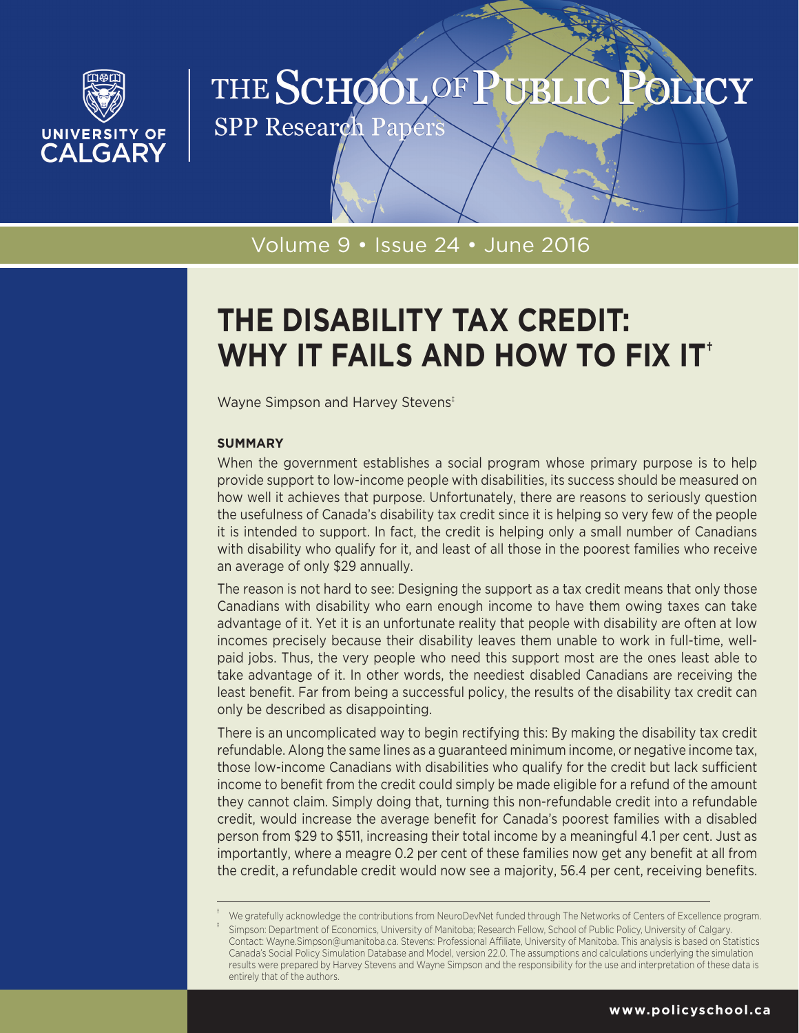THE SCHOOL OF PUBLIC POLICY

SPP Research Papers

Volume 9 • Issue 24 • June 2016

# THE DISABILITY TAX CREDIT: WHY IT FAILS AND HOW TO FIX IT[†]

Wayne Simpson and Harvey Stevens[‡]

## SUMMARY

When the government establishes a social program whose primary purpose is to help provide support to low-income people with disabilities, its success should be measured on how well it achieves that purpose. Unfortunately, there are reasons to seriously question the usefulness of Canada's disability tax credit since it is helping so very few of the people it is intended to support. In fact, the credit is helping only a small number of Canadians with disability who qualify for it, and least of all those in the poorest families who receive an average of only $29 annually.

The reason is not hard to see: Designing the support as a tax credit means that only those Canadians with disability who earn enough income to have them owing taxes can take advantage of it. Yet it is an unfortunate reality that people with disability are often at low incomes precisely because their disability leaves them unable to work in full-time, well-paid jobs. Thus, the very people who need this support most are the ones least able to take advantage of it. In other words, the neediest disabled Canadians are receiving the least benefit. Far from being a successful policy, the results of the disability tax credit can only be described as disappointing.

There is an uncomplicated way to begin rectifying this: By making the disability tax credit refundable. Along the same lines as a guaranteed minimum income, or negative income tax, those low-income Canadians with disabilities who qualify for the credit but lack sufficient income to benefit from the credit could simply be made eligible for a refund of the amount they cannot claim. Simply doing that, turning this non-refundable credit into a refundable credit, would increase the average benefit for Canada's poorest families with a disabled person from $29 to $511, increasing their total income by a meaningful 4.1 per cent. Just as importantly, where a meagre 0.2 per cent of these families now get any benefit at all from the credit, a refundable credit would now see a majority, 56.4 per cent, receiving benefits.

---

[†] We gratefully acknowledge the contributions from NeuroDevNet funded through The Networks of Centers of Excellence program.

[‡] Simpson: Department of Economics, University of Manitoba; Research Fellow, School of Public Policy, University of Calgary. Contact: Wayne.Simpson@umanitoba.ca. Stevens: Professional Affiliate, University of Manitoba. This analysis is based on Statistics Canada's Social Policy Simulation Database and Model, version 22.0. The assumptions and calculations underlying the simulation results were prepared by Harvey Stevens and Wayne Simpson and the responsibility for the use and interpretation of these data is entirely that of the authors.

www.policyschool.ca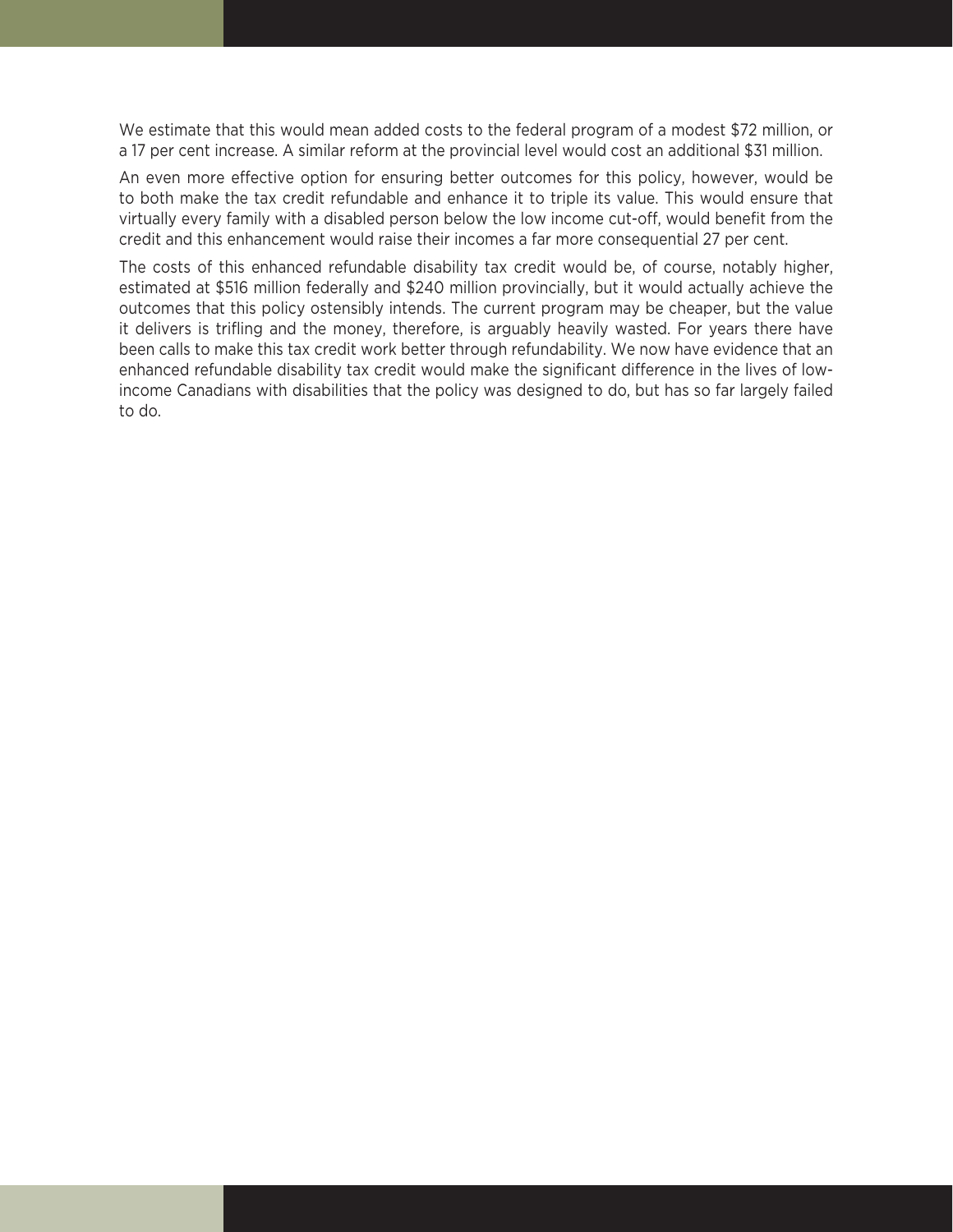We estimate that this would mean added costs to the federal program of a modest $72 million, or a 17 per cent increase. A similar reform at the provincial level would cost an additional $31 million.

An even more effective option for ensuring better outcomes for this policy, however, would be to both make the tax credit refundable and enhance it to triple its value. This would ensure that virtually every family with a disabled person below the low income cut-off, would benefit from the credit and this enhancement would raise their incomes a far more consequential 27 per cent.

The costs of this enhanced refundable disability tax credit would be, of course, notably higher, estimated at $516 million federally and $240 million provincially, but it would actually achieve the outcomes that this policy ostensibly intends. The current program may be cheaper, but the value it delivers is trifling and the money, therefore, is arguably heavily wasted. For years there have been calls to make this tax credit work better through refundability. We now have evidence that an enhanced refundable disability tax credit would make the significant difference in the lives of low-income Canadians with disabilities that the policy was designed to do, but has so far largely failed to do.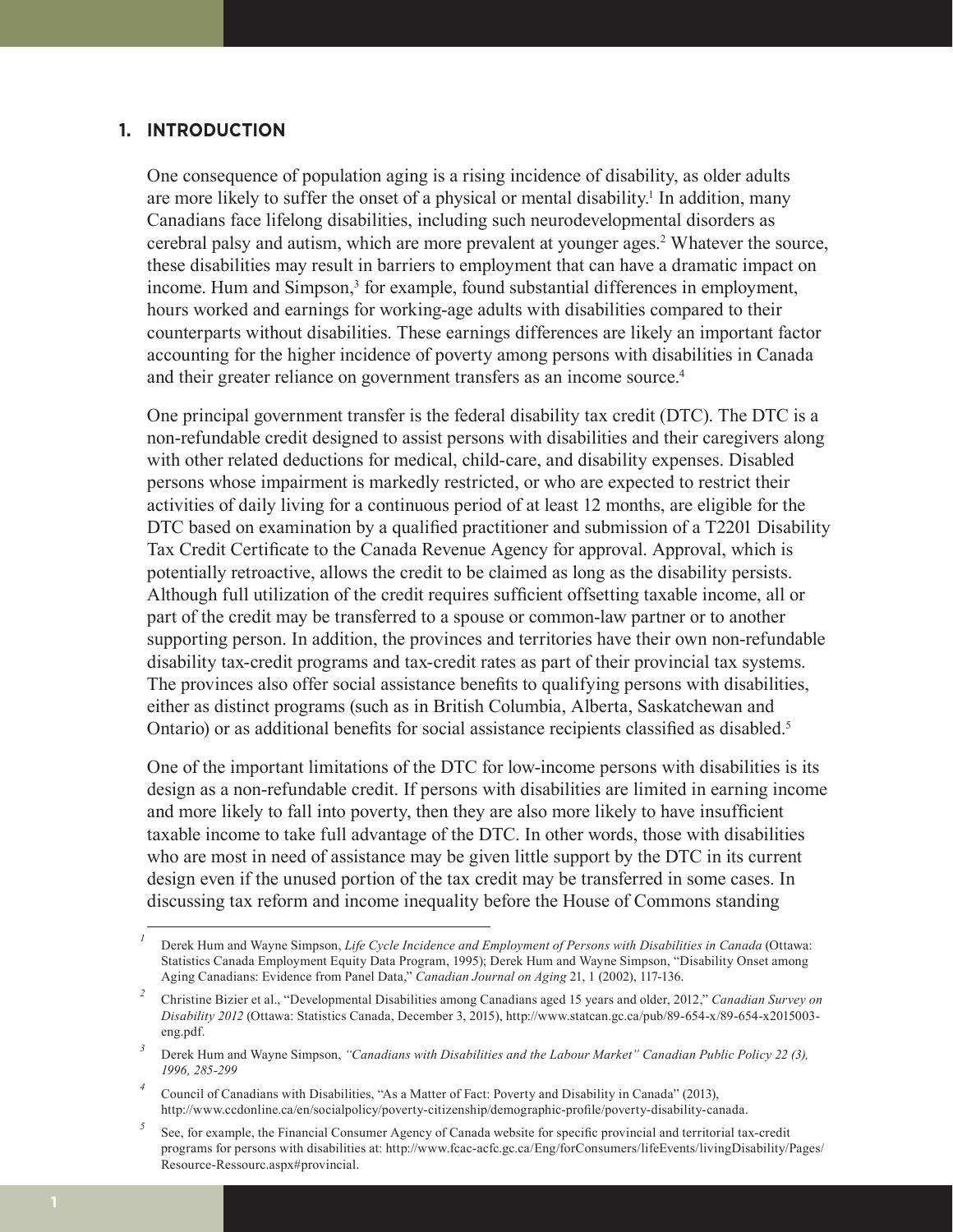## 1. INTRODUCTION

One consequence of population aging is a rising incidence of disability, as older adults are more likely to suffer the onset of a physical or mental disability.[1] In addition, many Canadians face lifelong disabilities, including such neurodevelopmental disorders as cerebral palsy and autism, which are more prevalent at younger ages.[2] Whatever the source, these disabilities may result in barriers to employment that can have a dramatic impact on income. Hum and Simpson,[3] for example, found substantial differences in employment, hours worked and earnings for working-age adults with disabilities compared to their counterparts without disabilities. These earnings differences are likely an important factor accounting for the higher incidence of poverty among persons with disabilities in Canada and their greater reliance on government transfers as an income source.[4]

One principal government transfer is the federal disability tax credit (DTC). The DTC is a non-refundable credit designed to assist persons with disabilities and their caregivers along with other related deductions for medical, child-care, and disability expenses. Disabled persons whose impairment is markedly restricted, or who are expected to restrict their activities of daily living for a continuous period of at least 12 months, are eligible for the DTC based on examination by a qualified practitioner and submission of a T2201 Disability Tax Credit Certificate to the Canada Revenue Agency for approval. Approval, which is potentially retroactive, allows the credit to be claimed as long as the disability persists. Although full utilization of the credit requires sufficient offsetting taxable income, all or part of the credit may be transferred to a spouse or common-law partner or to another supporting person. In addition, the provinces and territories have their own non-refundable disability tax-credit programs and tax-credit rates as part of their provincial tax systems. The provinces also offer social assistance benefits to qualifying persons with disabilities, either as distinct programs (such as in British Columbia, Alberta, Saskatchewan and Ontario) or as additional benefits for social assistance recipients classified as disabled.[5]

One of the important limitations of the DTC for low-income persons with disabilities is its design as a non-refundable credit. If persons with disabilities are limited in earning income and more likely to fall into poverty, then they are also more likely to have insufficient taxable income to take full advantage of the DTC. In other words, those with disabilities who are most in need of assistance may be given little support by the DTC in its current design even if the unused portion of the tax credit may be transferred in some cases. In discussing tax reform and income inequality before the House of Commons standing

---

[1] Derek Hum and Wayne Simpson, *Life Cycle Incidence and Employment of Persons with Disabilities in Canada* (Ottawa: Statistics Canada Employment Equity Data Program, 1995); Derek Hum and Wayne Simpson, "Disability Onset among Aging Canadians: Evidence from Panel Data," *Canadian Journal on Aging* 21, 1 (2002), 117-136.

[2] Christine Bizier et al., "Developmental Disabilities among Canadians aged 15 years and older, 2012," *Canadian Survey on Disability 2012* (Ottawa: Statistics Canada, December 3, 2015), http://www.statcan.gc.ca/pub/89-654-x/89-654-x2015003-eng.pdf.

[3] Derek Hum and Wayne Simpson, *"Canadians with Disabilities and the Labour Market" Canadian Public Policy 22 (3), 1996, 285-299*

[4] Council of Canadians with Disabilities, "As a Matter of Fact: Poverty and Disability in Canada" (2013), http://www.ccdonline.ca/en/socialpolicy/poverty-citizenship/demographic-profile/poverty-disability-canada.

[5] See, for example, the Financial Consumer Agency of Canada website for specific provincial and territorial tax-credit programs for persons with disabilities at: http://www.fcac-acfc.gc.ca/Eng/forConsumers/lifeEvents/livingDisability/Pages/Resource-Ressourc.aspx#provincial.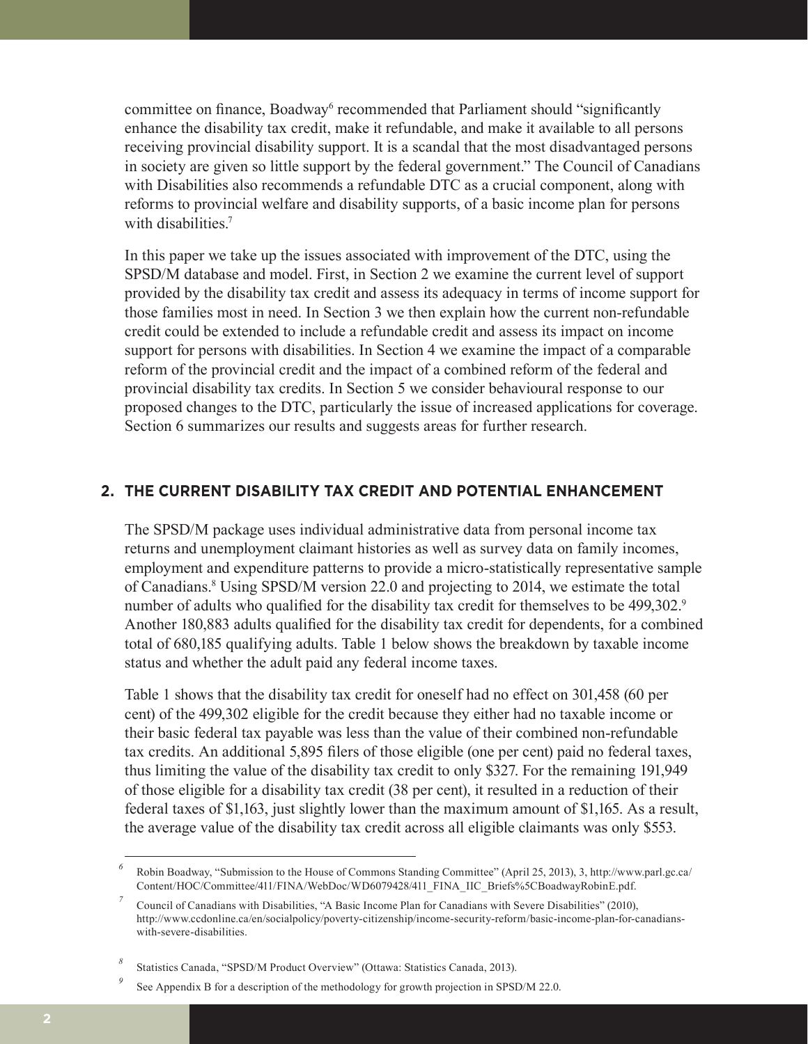committee on finance, Boadway[6] recommended that Parliament should "significantly enhance the disability tax credit, make it refundable, and make it available to all persons receiving provincial disability support. It is a scandal that the most disadvantaged persons in society are given so little support by the federal government." The Council of Canadians with Disabilities also recommends a refundable DTC as a crucial component, along with reforms to provincial welfare and disability supports, of a basic income plan for persons with disabilities.[7]

In this paper we take up the issues associated with improvement of the DTC, using the SPSD/M database and model. First, in Section 2 we examine the current level of support provided by the disability tax credit and assess its adequacy in terms of income support for those families most in need. In Section 3 we then explain how the current non-refundable credit could be extended to include a refundable credit and assess its impact on income support for persons with disabilities. In Section 4 we examine the impact of a comparable reform of the provincial credit and the impact of a combined reform of the federal and provincial disability tax credits. In Section 5 we consider behavioural response to our proposed changes to the DTC, particularly the issue of increased applications for coverage. Section 6 summarizes our results and suggests areas for further research.

## 2. THE CURRENT DISABILITY TAX CREDIT AND POTENTIAL ENHANCEMENT

The SPSD/M package uses individual administrative data from personal income tax returns and unemployment claimant histories as well as survey data on family incomes, employment and expenditure patterns to provide a micro-statistically representative sample of Canadians.[8] Using SPSD/M version 22.0 and projecting to 2014, we estimate the total number of adults who qualified for the disability tax credit for themselves to be 499,302.[9] Another 180,883 adults qualified for the disability tax credit for dependents, for a combined total of 680,185 qualifying adults. Table 1 below shows the breakdown by taxable income status and whether the adult paid any federal income taxes.

Table 1 shows that the disability tax credit for oneself had no effect on 301,458 (60 per cent) of the 499,302 eligible for the credit because they either had no taxable income or their basic federal tax payable was less than the value of their combined non-refundable tax credits. An additional 5,895 filers of those eligible (one per cent) paid no federal taxes, thus limiting the value of the disability tax credit to only $327. For the remaining 191,949 of those eligible for a disability tax credit (38 per cent), it resulted in a reduction of their federal taxes of $1,163, just slightly lower than the maximum amount of $1,165. As a result, the average value of the disability tax credit across all eligible claimants was only $553.

[6] Robin Boadway, "Submission to the House of Commons Standing Committee" (April 25, 2013), 3, http://www.parl.gc.ca/Content/HOC/Committee/411/FINA/WebDoc/WD6079428/411_FINA_IIC_Briefs%5CBoadwayRobinE.pdf.

[7] Council of Canadians with Disabilities, "A Basic Income Plan for Canadians with Severe Disabilities" (2010), http://www.ccdonline.ca/en/socialpolicy/poverty-citizenship/income-security-reform/basic-income-plan-for-canadians-with-severe-disabilities.

[8] Statistics Canada, "SPSD/M Product Overview" (Ottawa: Statistics Canada, 2013).

[9] See Appendix B for a description of the methodology for growth projection in SPSD/M 22.0.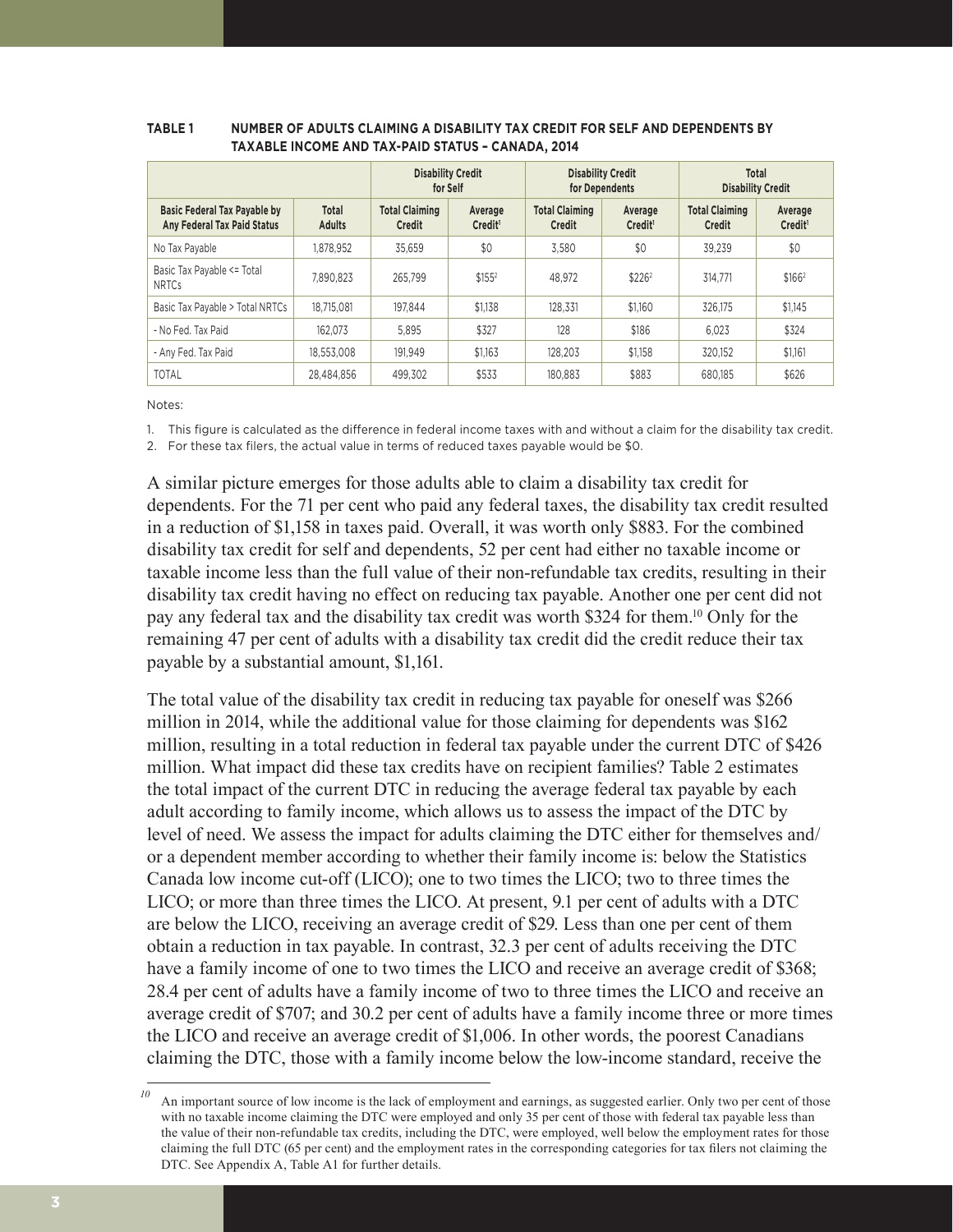**TABLE 1 NUMBER OF ADULTS CLAIMING A DISABILITY TAX CREDIT FOR SELF AND DEPENDENTS BY TAXABLE INCOME AND TAX-PAID STATUS – CANADA, 2014**

| | | Disability Credit for Self | | Disability Credit for Dependents | | Total Disability Credit | |
|---|---|---|---|---|---|---|---|
| **Basic Federal Tax Payable by Any Federal Tax Paid Status** | **Total Adults** | **Total Claiming Credit** | **Average Credit[1]** | **Total Claiming Credit** | **Average Credit[1]** | **Total Claiming Credit** | **Average Credit[1]** |
| No Tax Payable | 1,878,952 | 35,659 | $0 | 3,580 | $0 | 39,239 | $0 |
| Basic Tax Payable <= Total NRTCs | 7,890,823 | 265,799 | $155[2] | 48,972 | $226[2] | 314,771 | $166[2] |
| Basic Tax Payable > Total NRTCs | 18,715,081 | 197,844 | $1,138 | 128,331 | $1,160 | 326,175 | $1,145 |
| - No Fed. Tax Paid | 162,073 | 5,895 | $327 | 128 | $186 | 6,023 | $324 |
| - Any Fed. Tax Paid | 18,553,008 | 191,949 | $1,163 | 128,203 | $1,158 | 320,152 | $1,161 |
| TOTAL | 28,484,856 | 499,302 | $533 | 180,883 | $883 | 680,185 | $626 |

Notes:

1. This figure is calculated as the difference in federal income taxes with and without a claim for the disability tax credit.
2. For these tax filers, the actual value in terms of reduced taxes payable would be $0.

A similar picture emerges for those adults able to claim a disability tax credit for dependents. For the 71 per cent who paid any federal taxes, the disability tax credit resulted in a reduction of $1,158 in taxes paid. Overall, it was worth only $883. For the combined disability tax credit for self and dependents, 52 per cent had either no taxable income or taxable income less than the full value of their non-refundable tax credits, resulting in their disability tax credit having no effect on reducing tax payable. Another one per cent did not pay any federal tax and the disability tax credit was worth $324 for them.[10] Only for the remaining 47 per cent of adults with a disability tax credit did the credit reduce their tax payable by a substantial amount, $1,161.

The total value of the disability tax credit in reducing tax payable for oneself was $266 million in 2014, while the additional value for those claiming for dependents was $162 million, resulting in a total reduction in federal tax payable under the current DTC of $426 million. What impact did these tax credits have on recipient families? Table 2 estimates the total impact of the current DTC in reducing the average federal tax payable by each adult according to family income, which allows us to assess the impact of the DTC by level of need. We assess the impact for adults claiming the DTC either for themselves and/or a dependent member according to whether their family income is: below the Statistics Canada low income cut-off (LICO); one to two times the LICO; two to three times the LICO; or more than three times the LICO. At present, 9.1 per cent of adults with a DTC are below the LICO, receiving an average credit of $29. Less than one per cent of them obtain a reduction in tax payable. In contrast, 32.3 per cent of adults receiving the DTC have a family income of one to two times the LICO and receive an average credit of $368; 28.4 per cent of adults have a family income of two to three times the LICO and receive an average credit of $707; and 30.2 per cent of adults have a family income three or more times the LICO and receive an average credit of $1,006. In other words, the poorest Canadians claiming the DTC, those with a family income below the low-income standard, receive the

[10] An important source of low income is the lack of employment and earnings, as suggested earlier. Only two per cent of those with no taxable income claiming the DTC were employed and only 35 per cent of those with federal tax payable less than the value of their non-refundable tax credits, including the DTC, were employed, well below the employment rates for those claiming the full DTC (65 per cent) and the employment rates in the corresponding categories for tax filers not claiming the DTC. See Appendix A, Table A1 for further details.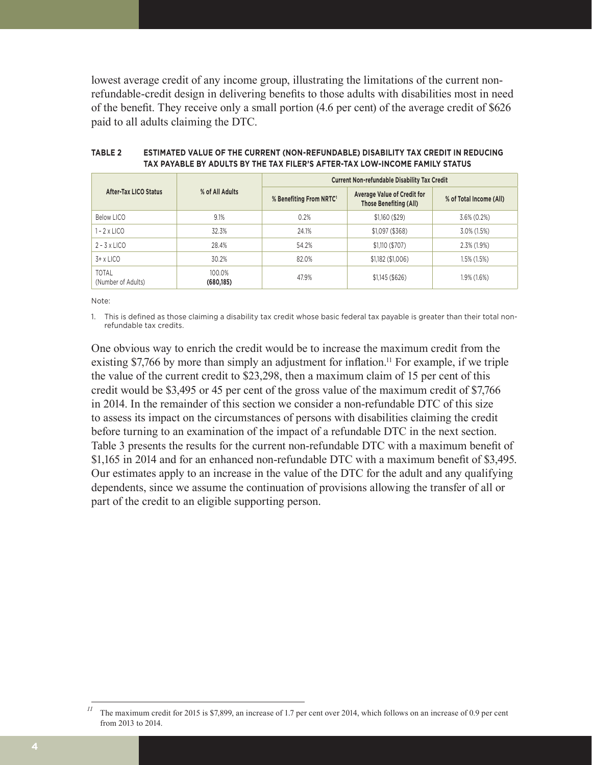lowest average credit of any income group, illustrating the limitations of the current non-refundable-credit design in delivering benefits to those adults with disabilities most in need of the benefit. They receive only a small portion (4.6 per cent) of the average credit of $626 paid to all adults claiming the DTC.

**TABLE 2 ESTIMATED VALUE OF THE CURRENT (NON-REFUNDABLE) DISABILITY TAX CREDIT IN REDUCING TAX PAYABLE BY ADULTS BY THE TAX FILER'S AFTER-TAX LOW-INCOME FAMILY STATUS**

| After-Tax LICO Status | % of All Adults | Current Non-refundable Disability Tax Credit | | |
|---|---|---|---|---|
| | | % Benefiting From NRTC[1] | Average Value of Credit for Those Benefiting (All) | % of Total Income (All) |
| Below LICO | 9.1% | 0.2% | $1,160 ($29) | 3.6% (0.2%) |
| 1 - 2 x LICO | 32.3% | 24.1% | $1,097 ($368) | 3.0% (1.5%) |
| 2 - 3 x LICO | 28.4% | 54.2% | $1,110 ($707) | 2.3% (1.9%) |
| 3+ x LICO | 30.2% | 82.0% | $1,182 ($1,006) | 1.5% (1.5%) |
| TOTAL (Number of Adults) | 100.0% **(680,185)** | 47.9% | $1,145 ($626) | 1.9% (1.6%) |

Note:

1. This is defined as those claiming a disability tax credit whose basic federal tax payable is greater than their total non-refundable tax credits.

One obvious way to enrich the credit would be to increase the maximum credit from the existing $7,766 by more than simply an adjustment for inflation.[11] For example, if we triple the value of the current credit to $23,298, then a maximum claim of 15 per cent of this credit would be $3,495 or 45 per cent of the gross value of the maximum credit of $7,766 in 2014. In the remainder of this section we consider a non-refundable DTC of this size to assess its impact on the circumstances of persons with disabilities claiming the credit before turning to an examination of the impact of a refundable DTC in the next section. Table 3 presents the results for the current non-refundable DTC with a maximum benefit of $1,165 in 2014 and for an enhanced non-refundable DTC with a maximum benefit of $3,495. Our estimates apply to an increase in the value of the DTC for the adult and any qualifying dependents, since we assume the continuation of provisions allowing the transfer of all or part of the credit to an eligible supporting person.

[11] The maximum credit for 2015 is $7,899, an increase of 1.7 per cent over 2014, which follows on an increase of 0.9 per cent from 2013 to 2014.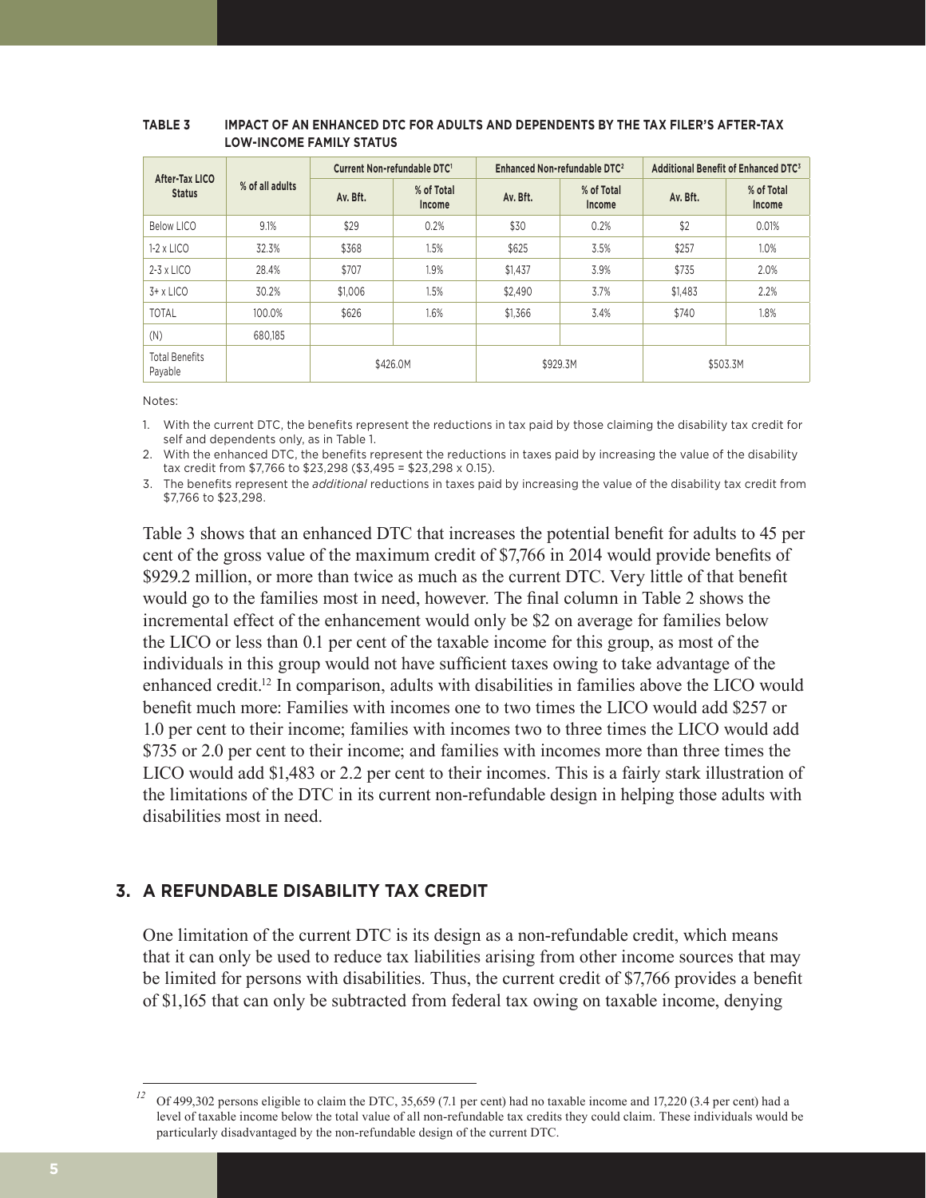**TABLE 3 IMPACT OF AN ENHANCED DTC FOR ADULTS AND DEPENDENTS BY THE TAX FILER'S AFTER-TAX LOW-INCOME FAMILY STATUS**

| After-Tax LICO Status | % of all adults | Current Non-refundable DTC[1] | | Enhanced Non-refundable DTC[2] | | Additional Benefit of Enhanced DTC[3] | |
|---|---|---|---|---|---|---|---|
| | | Av. Bft. | % of Total Income | Av. Bft. | % of Total Income | Av. Bft. | % of Total Income |
| Below LICO | 9.1% | $29 | 0.2% | $30 | 0.2% | $2 | 0.01% |
| 1-2 x LICO | 32.3% | $368 | 1.5% | $625 | 3.5% | $257 | 1.0% |
| 2-3 x LICO | 28.4% | $707 | 1.9% | $1,437 | 3.9% | $735 | 2.0% |
| 3+ x LICO | 30.2% | $1,006 | 1.5% | $2,490 | 3.7% | $1,483 | 2.2% |
| TOTAL | 100.0% | $626 | 1.6% | $1,366 | 3.4% | $740 | 1.8% |
| (N) | 680,185 | | | | | | |
| Total Benefits Payable | | $426.0M | | $929.3M | | $503.3M | |

Notes:

1. With the current DTC, the benefits represent the reductions in tax paid by those claiming the disability tax credit for self and dependents only, as in Table 1.
2. With the enhanced DTC, the benefits represent the reductions in taxes paid by increasing the value of the disability tax credit from $7,766 to $23,298 ($3,495 = $23,298 x 0.15).
3. The benefits represent the *additional* reductions in taxes paid by increasing the value of the disability tax credit from $7,766 to $23,298.

Table 3 shows that an enhanced DTC that increases the potential benefit for adults to 45 per cent of the gross value of the maximum credit of $7,766 in 2014 would provide benefits of $929.2 million, or more than twice as much as the current DTC. Very little of that benefit would go to the families most in need, however. The final column in Table 2 shows the incremental effect of the enhancement would only be $2 on average for families below the LICO or less than 0.1 per cent of the taxable income for this group, as most of the individuals in this group would not have sufficient taxes owing to take advantage of the enhanced credit.[12] In comparison, adults with disabilities in families above the LICO would benefit much more: Families with incomes one to two times the LICO would add $257 or 1.0 per cent to their income; families with incomes two to three times the LICO would add $735 or 2.0 per cent to their income; and families with incomes more than three times the LICO would add $1,483 or 2.2 per cent to their incomes. This is a fairly stark illustration of the limitations of the DTC in its current non-refundable design in helping those adults with disabilities most in need.

## 3. A REFUNDABLE DISABILITY TAX CREDIT

One limitation of the current DTC is its design as a non-refundable credit, which means that it can only be used to reduce tax liabilities arising from other income sources that may be limited for persons with disabilities. Thus, the current credit of $7,766 provides a benefit of $1,165 that can only be subtracted from federal tax owing on taxable income, denying

[12] Of 499,302 persons eligible to claim the DTC, 35,659 (7.1 per cent) had no taxable income and 17,220 (3.4 per cent) had a level of taxable income below the total value of all non-refundable tax credits they could claim. These individuals would be particularly disadvantaged by the non-refundable design of the current DTC.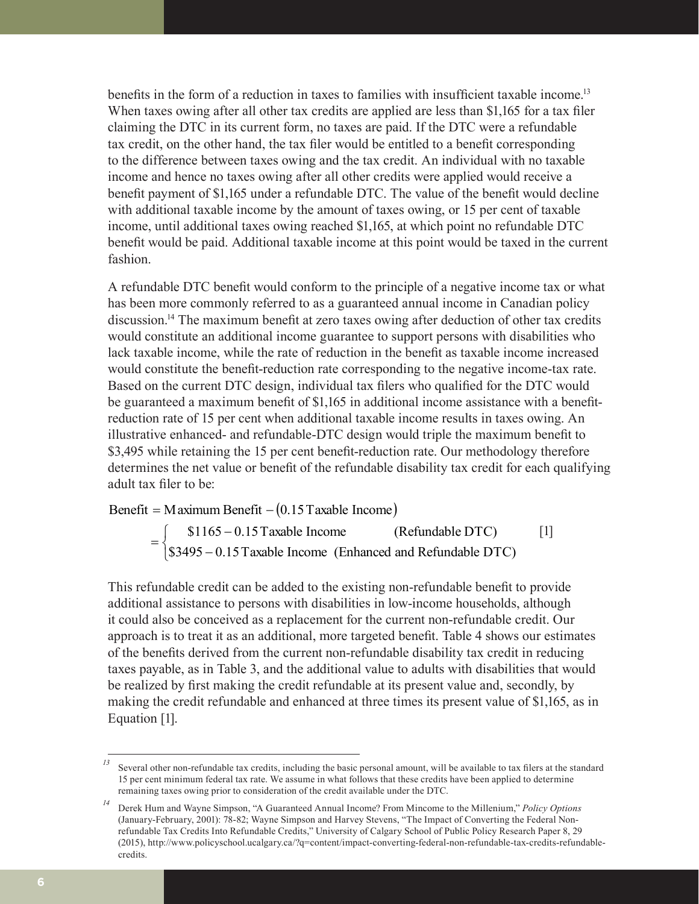benefits in the form of a reduction in taxes to families with insufficient taxable income.[13] When taxes owing after all other tax credits are applied are less than $1,165 for a tax filer claiming the DTC in its current form, no taxes are paid. If the DTC were a refundable tax credit, on the other hand, the tax filer would be entitled to a benefit corresponding to the difference between taxes owing and the tax credit. An individual with no taxable income and hence no taxes owing after all other credits were applied would receive a benefit payment of $1,165 under a refundable DTC. The value of the benefit would decline with additional taxable income by the amount of taxes owing, or 15 per cent of taxable income, until additional taxes owing reached $1,165, at which point no refundable DTC benefit would be paid. Additional taxable income at this point would be taxed in the current fashion.

A refundable DTC benefit would conform to the principle of a negative income tax or what has been more commonly referred to as a guaranteed annual income in Canadian policy discussion.[14] The maximum benefit at zero taxes owing after deduction of other tax credits would constitute an additional income guarantee to support persons with disabilities who lack taxable income, while the rate of reduction in the benefit as taxable income increased would constitute the benefit-reduction rate corresponding to the negative income-tax rate. Based on the current DTC design, individual tax filers who qualified for the DTC would be guaranteed a maximum benefit of $1,165 in additional income assistance with a benefit-reduction rate of 15 per cent when additional taxable income results in taxes owing. An illustrative enhanced- and refundable-DTC design would triple the maximum benefit to $3,495 while retaining the 15 per cent benefit-reduction rate. Our methodology therefore determines the net value or benefit of the refundable disability tax credit for each qualifying adult tax filer to be:

$$
\begin{aligned}
\text{Benefit} &= \text{Maximum Benefit} - (0.15\,\text{Taxable Income}) \\
&= \begin{cases} \$1165 - 0.15\,\text{Taxable Income} & \text{(Refundable DTC)} \\ \$3495 - 0.15\,\text{Taxable Income} & \text{(Enhanced and Refundable DTC)} \end{cases} \qquad [1]
\end{aligned}
$$

This refundable credit can be added to the existing non-refundable benefit to provide additional assistance to persons with disabilities in low-income households, although it could also be conceived as a replacement for the current non-refundable credit. Our approach is to treat it as an additional, more targeted benefit. Table 4 shows our estimates of the benefits derived from the current non-refundable disability tax credit in reducing taxes payable, as in Table 3, and the additional value to adults with disabilities that would be realized by first making the credit refundable at its present value and, secondly, by making the credit refundable and enhanced at three times its present value of $1,165, as in Equation [1].

---

[13] Several other non-refundable tax credits, including the basic personal amount, will be available to tax filers at the standard 15 per cent minimum federal tax rate. We assume in what follows that these credits have been applied to determine remaining taxes owing prior to consideration of the credit available under the DTC.

[14] Derek Hum and Wayne Simpson, "A Guaranteed Annual Income? From Mincome to the Millenium," *Policy Options* (January-February, 2001): 78-82; Wayne Simpson and Harvey Stevens, "The Impact of Converting the Federal Non-refundable Tax Credits Into Refundable Credits," University of Calgary School of Public Policy Research Paper 8, 29 (2015), http://www.policyschool.ucalgary.ca/?q=content/impact-converting-federal-non-refundable-tax-credits-refundable-credits.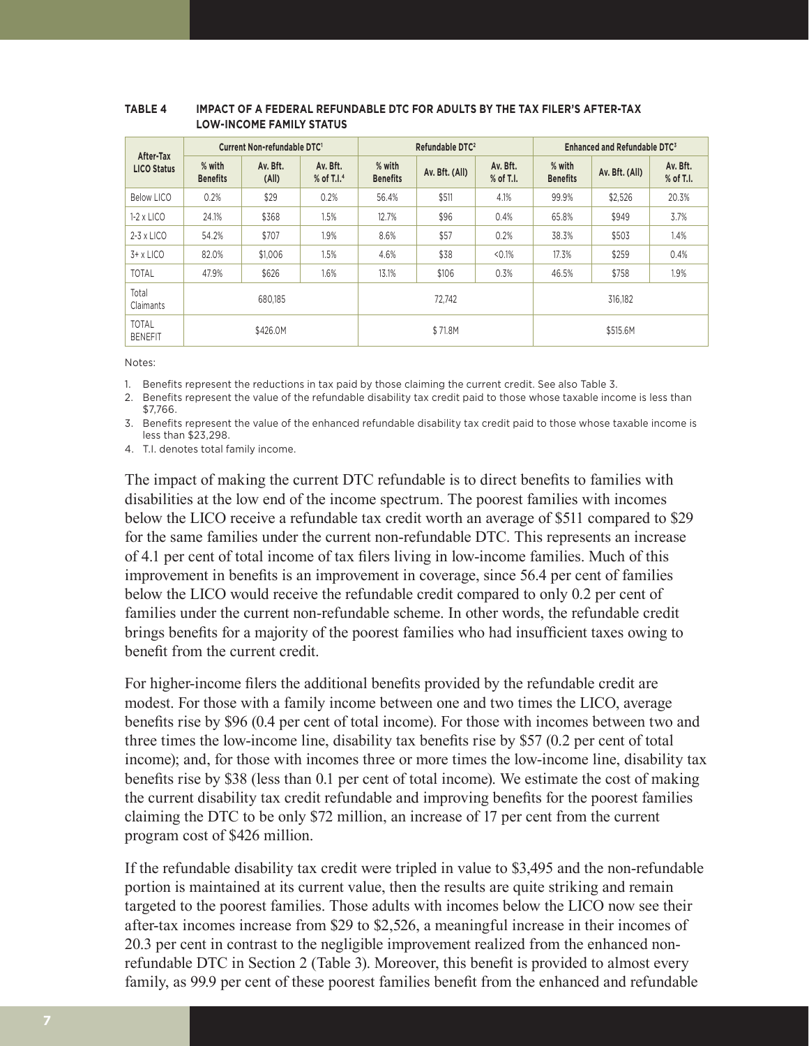**TABLE 4 IMPACT OF A FEDERAL REFUNDABLE DTC FOR ADULTS BY THE TAX FILER'S AFTER-TAX LOW-INCOME FAMILY STATUS**

| After-Tax LICO Status | Current Non-refundable DTC[1] | | | Refundable DTC[2] | | | Enhanced and Refundable DTC[3] | | |
|---|---|---|---|---|---|---|---|---|---|
| | % with Benefits | Av. Bft. (All) | Av. Bft. % of T.I.[4] | % with Benefits | Av. Bft. (All) | Av. Bft. % of T.I. | % with Benefits | Av. Bft. (All) | Av. Bft. % of T.I. |
| Below LICO | 0.2% | $29 | 0.2% | 56.4% | $511 | 4.1% | 99.9% | $2,526 | 20.3% |
| 1-2 x LICO | 24.1% | $368 | 1.5% | 12.7% | $96 | 0.4% | 65.8% | $949 | 3.7% |
| 2-3 x LICO | 54.2% | $707 | 1.9% | 8.6% | $57 | 0.2% | 38.3% | $503 | 1.4% |
| 3+ x LICO | 82.0% | $1,006 | 1.5% | 4.6% | $38 | <0.1% | 17.3% | $259 | 0.4% |
| TOTAL | 47.9% | $626 | 1.6% | 13.1% | $106 | 0.3% | 46.5% | $758 | 1.9% |
| Total Claimants | 680,185 | | | 72,742 | | | 316,182 | | |
| TOTAL BENEFIT | $426.0M | | | $71.8M | | | $515.6M | | |

Notes:

1. Benefits represent the reductions in tax paid by those claiming the current credit. See also Table 3.
2. Benefits represent the value of the refundable disability tax credit paid to those whose taxable income is less than $7,766.
3. Benefits represent the value of the enhanced refundable disability tax credit paid to those whose taxable income is less than $23,298.
4. T.I. denotes total family income.

The impact of making the current DTC refundable is to direct benefits to families with disabilities at the low end of the income spectrum. The poorest families with incomes below the LICO receive a refundable tax credit worth an average of $511 compared to $29 for the same families under the current non-refundable DTC. This represents an increase of 4.1 per cent of total income of tax filers living in low-income families. Much of this improvement in benefits is an improvement in coverage, since 56.4 per cent of families below the LICO would receive the refundable credit compared to only 0.2 per cent of families under the current non-refundable scheme. In other words, the refundable credit brings benefits for a majority of the poorest families who had insufficient taxes owing to benefit from the current credit.

For higher-income filers the additional benefits provided by the refundable credit are modest. For those with a family income between one and two times the LICO, average benefits rise by $96 (0.4 per cent of total income). For those with incomes between two and three times the low-income line, disability tax benefits rise by $57 (0.2 per cent of total income); and, for those with incomes three or more times the low-income line, disability tax benefits rise by $38 (less than 0.1 per cent of total income). We estimate the cost of making the current disability tax credit refundable and improving benefits for the poorest families claiming the DTC to be only $72 million, an increase of 17 per cent from the current program cost of $426 million.

If the refundable disability tax credit were tripled in value to $3,495 and the non-refundable portion is maintained at its current value, then the results are quite striking and remain targeted to the poorest families. Those adults with incomes below the LICO now see their after-tax incomes increase from $29 to $2,526, a meaningful increase in their incomes of 20.3 per cent in contrast to the negligible improvement realized from the enhanced non-refundable DTC in Section 2 (Table 3). Moreover, this benefit is provided to almost every family, as 99.9 per cent of these poorest families benefit from the enhanced and refundable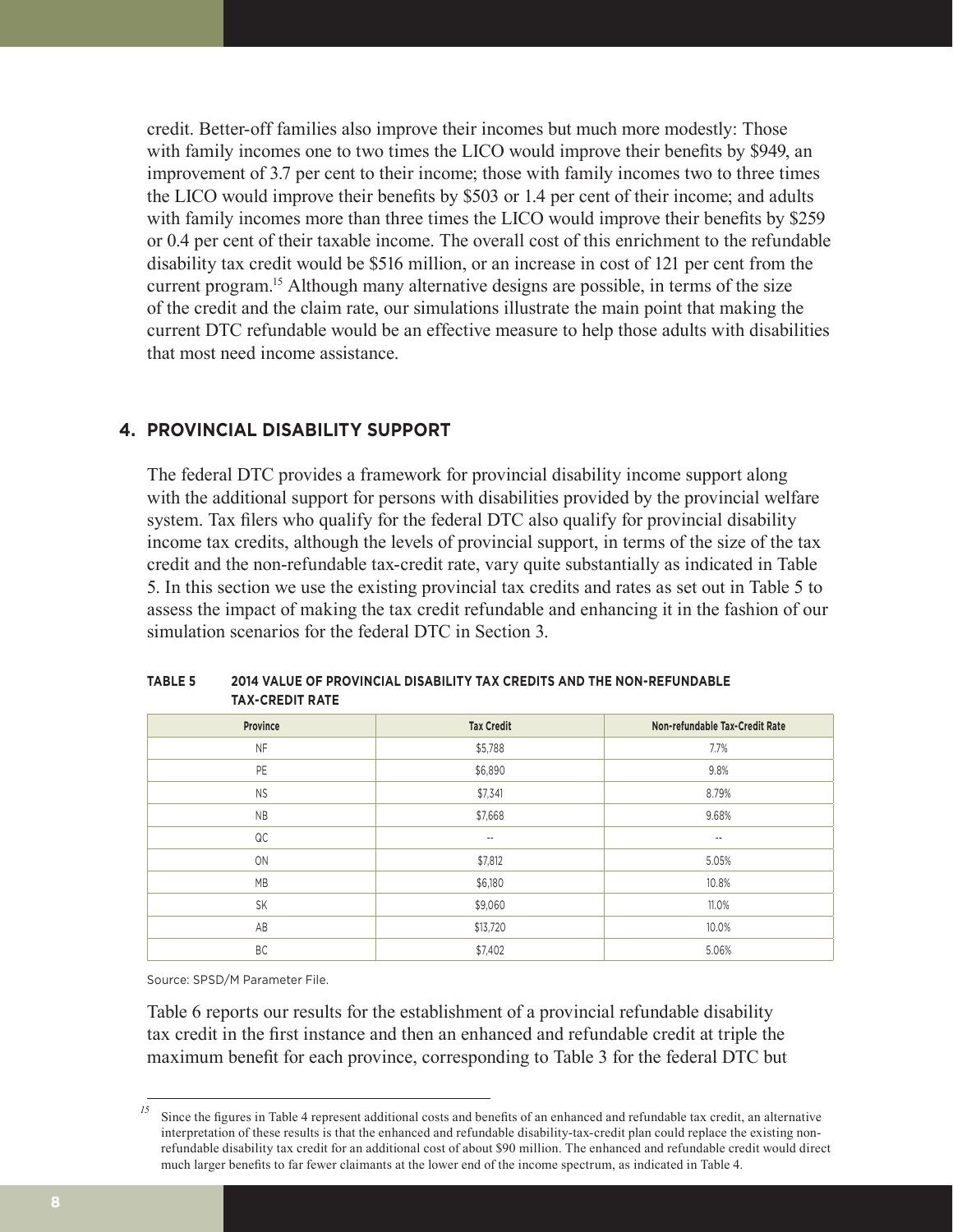credit. Better-off families also improve their incomes but much more modestly: Those with family incomes one to two times the LICO would improve their benefits by $949, an improvement of 3.7 per cent to their income; those with family incomes two to three times the LICO would improve their benefits by $503 or 1.4 per cent of their income; and adults with family incomes more than three times the LICO would improve their benefits by $259 or 0.4 per cent of their taxable income. The overall cost of this enrichment to the refundable disability tax credit would be $516 million, or an increase in cost of 121 per cent from the current program.[15] Although many alternative designs are possible, in terms of the size of the credit and the claim rate, our simulations illustrate the main point that making the current DTC refundable would be an effective measure to help those adults with disabilities that most need income assistance.

## 4. PROVINCIAL DISABILITY SUPPORT

The federal DTC provides a framework for provincial disability income support along with the additional support for persons with disabilities provided by the provincial welfare system. Tax filers who qualify for the federal DTC also qualify for provincial disability income tax credits, although the levels of provincial support, in terms of the size of the tax credit and the non-refundable tax-credit rate, vary quite substantially as indicated in Table 5. In this section we use the existing provincial tax credits and rates as set out in Table 5 to assess the impact of making the tax credit refundable and enhancing it in the fashion of our simulation scenarios for the federal DTC in Section 3.

**TABLE 5 2014 VALUE OF PROVINCIAL DISABILITY TAX CREDITS AND THE NON-REFUNDABLE TAX-CREDIT RATE**

| Province | Tax Credit | Non-refundable Tax-Credit Rate |
|---|---|---|
| NF | $5,788 | 7.7% |
| PE | $6,890 | 9.8% |
| NS | $7,341 | 8.79% |
| NB | $7,668 | 9.68% |
| QC | -- | -- |
| ON | $7,812 | 5.05% |
| MB | $6,180 | 10.8% |
| SK | $9,060 | 11.0% |
| AB | $13,720 | 10.0% |
| BC | $7,402 | 5.06% |

Source: SPSD/M Parameter File.

Table 6 reports our results for the establishment of a provincial refundable disability tax credit in the first instance and then an enhanced and refundable credit at triple the maximum benefit for each province, corresponding to Table 3 for the federal DTC but

[15] Since the figures in Table 4 represent additional costs and benefits of an enhanced and refundable tax credit, an alternative interpretation of these results is that the enhanced and refundable disability-tax-credit plan could replace the existing non-refundable disability tax credit for an additional cost of $90 million. The enhanced and refundable credit would direct much larger benefits to far fewer claimants at the lower end of the income spectrum, as indicated in Table 4.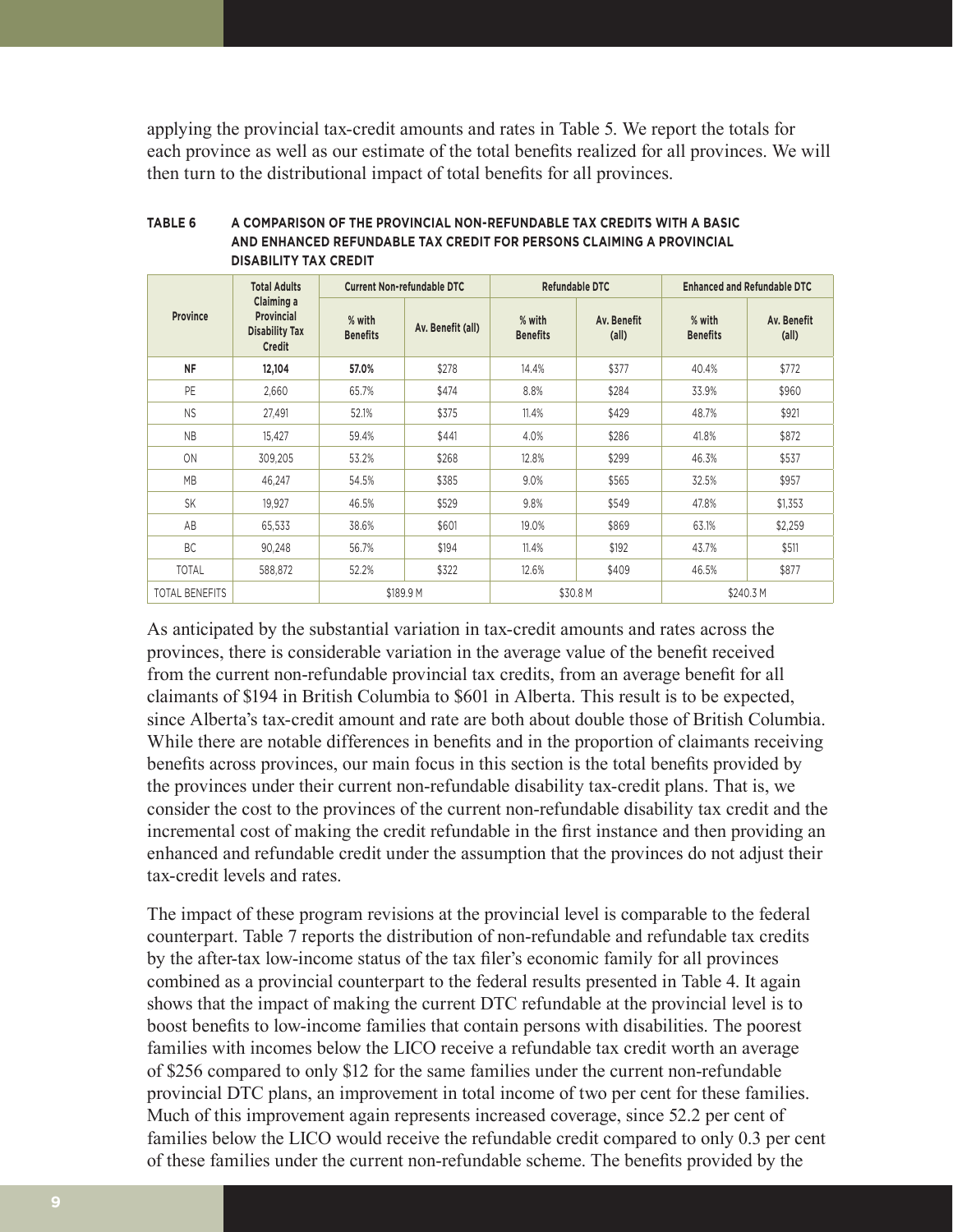applying the provincial tax-credit amounts and rates in Table 5. We report the totals for each province as well as our estimate of the total benefits realized for all provinces. We will then turn to the distributional impact of total benefits for all provinces.

**TABLE 6 A COMPARISON OF THE PROVINCIAL NON-REFUNDABLE TAX CREDITS WITH A BASIC AND ENHANCED REFUNDABLE TAX CREDIT FOR PERSONS CLAIMING A PROVINCIAL DISABILITY TAX CREDIT**

| Province | Total Adults Claiming a Provincial Disability Tax Credit | Current Non-refundable DTC | | Refundable DTC | | Enhanced and Refundable DTC | |
|---|---|---|---|---|---|---|---|
| | | % with Benefits | Av. Benefit (all) | % with Benefits | Av. Benefit (all) | % with Benefits | Av. Benefit (all) |
| **NF** | **12,104** | **57.0%** | $278 | 14.4% | $377 | 40.4% | $772 |
| PE | 2,660 | 65.7% | $474 | 8.8% | $284 | 33.9% | $960 |
| NS | 27,491 | 52.1% | $375 | 11.4% | $429 | 48.7% | $921 |
| NB | 15,427 | 59.4% | $441 | 4.0% | $286 | 41.8% | $872 |
| ON | 309,205 | 53.2% | $268 | 12.8% | $299 | 46.3% | $537 |
| MB | 46,247 | 54.5% | $385 | 9.0% | $565 | 32.5% | $957 |
| SK | 19,927 | 46.5% | $529 | 9.8% | $549 | 47.8% | $1,353 |
| AB | 65,533 | 38.6% | $601 | 19.0% | $869 | 63.1% | $2,259 |
| BC | 90,248 | 56.7% | $194 | 11.4% | $192 | 43.7% | $511 |
| TOTAL | 588,872 | 52.2% | $322 | 12.6% | $409 | 46.5% | $877 |
| TOTAL BENEFITS | | $189.9 M | | $30.8 M | | $240.3 M | |

As anticipated by the substantial variation in tax-credit amounts and rates across the provinces, there is considerable variation in the average value of the benefit received from the current non-refundable provincial tax credits, from an average benefit for all claimants of $194 in British Columbia to $601 in Alberta. This result is to be expected, since Alberta's tax-credit amount and rate are both about double those of British Columbia. While there are notable differences in benefits and in the proportion of claimants receiving benefits across provinces, our main focus in this section is the total benefits provided by the provinces under their current non-refundable disability tax-credit plans. That is, we consider the cost to the provinces of the current non-refundable disability tax credit and the incremental cost of making the credit refundable in the first instance and then providing an enhanced and refundable credit under the assumption that the provinces do not adjust their tax-credit levels and rates.

The impact of these program revisions at the provincial level is comparable to the federal counterpart. Table 7 reports the distribution of non-refundable and refundable tax credits by the after-tax low-income status of the tax filer's economic family for all provinces combined as a provincial counterpart to the federal results presented in Table 4. It again shows that the impact of making the current DTC refundable at the provincial level is to boost benefits to low-income families that contain persons with disabilities. The poorest families with incomes below the LICO receive a refundable tax credit worth an average of $256 compared to only $12 for the same families under the current non-refundable provincial DTC plans, an improvement in total income of two per cent for these families. Much of this improvement again represents increased coverage, since 52.2 per cent of families below the LICO would receive the refundable credit compared to only 0.3 per cent of these families under the current non-refundable scheme. The benefits provided by the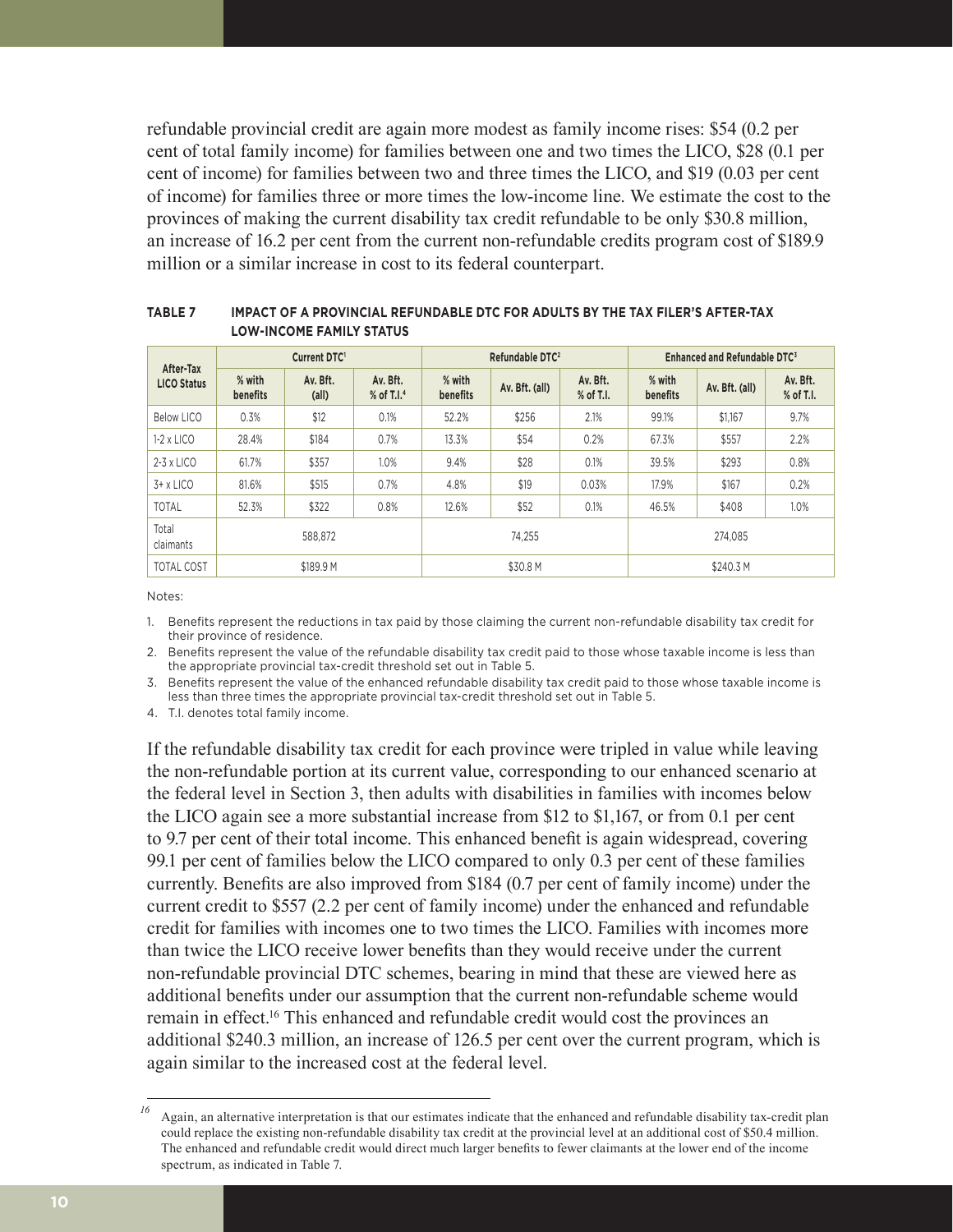refundable provincial credit are again more modest as family income rises: $54 (0.2 per cent of total family income) for families between one and two times the LICO, $28 (0.1 per cent of income) for families between two and three times the LICO, and $19 (0.03 per cent of income) for families three or more times the low-income line. We estimate the cost to the provinces of making the current disability tax credit refundable to be only $30.8 million, an increase of 16.2 per cent from the current non-refundable credits program cost of $189.9 million or a similar increase in cost to its federal counterpart.

**TABLE 7 IMPACT OF A PROVINCIAL REFUNDABLE DTC FOR ADULTS BY THE TAX FILER'S AFTER-TAX LOW-INCOME FAMILY STATUS**

| After-Tax LICO Status | Current DTC[1] | | | Refundable DTC[2] | | | Enhanced and Refundable DTC[3] | | |
|---|---|---|---|---|---|---|---|---|---|
| | % with benefits | Av. Bft. (all) | Av. Bft. % of T.I.[4] | % with benefits | Av. Bft. (all) | Av. Bft. % of T.I. | % with benefits | Av. Bft. (all) | Av. Bft. % of T.I. |
| Below LICO | 0.3% | $12 | 0.1% | 52.2% | $256 | 2.1% | 99.1% | $1,167 | 9.7% |
| 1-2 x LICO | 28.4% | $184 | 0.7% | 13.3% | $54 | 0.2% | 67.3% | $557 | 2.2% |
| 2-3 x LICO | 61.7% | $357 | 1.0% | 9.4% | $28 | 0.1% | 39.5% | $293 | 0.8% |
| 3+ x LICO | 81.6% | $515 | 0.7% | 4.8% | $19 | 0.03% | 17.9% | $167 | 0.2% |
| TOTAL | 52.3% | $322 | 0.8% | 12.6% | $52 | 0.1% | 46.5% | $408 | 1.0% |
| Total claimants | 588,872 | | | 74,255 | | | 274,085 | | |
| TOTAL COST | $189.9 M | | | $30.8 M | | | $240.3 M | | |

Notes:

1. Benefits represent the reductions in tax paid by those claiming the current non-refundable disability tax credit for their province of residence.
2. Benefits represent the value of the refundable disability tax credit paid to those whose taxable income is less than the appropriate provincial tax-credit threshold set out in Table 5.
3. Benefits represent the value of the enhanced refundable disability tax credit paid to those whose taxable income is less than three times the appropriate provincial tax-credit threshold set out in Table 5.
4. T.I. denotes total family income.

If the refundable disability tax credit for each province were tripled in value while leaving the non-refundable portion at its current value, corresponding to our enhanced scenario at the federal level in Section 3, then adults with disabilities in families with incomes below the LICO again see a more substantial increase from $12 to $1,167, or from 0.1 per cent to 9.7 per cent of their total income. This enhanced benefit is again widespread, covering 99.1 per cent of families below the LICO compared to only 0.3 per cent of these families currently. Benefits are also improved from $184 (0.7 per cent of family income) under the current credit to $557 (2.2 per cent of family income) under the enhanced and refundable credit for families with incomes one to two times the LICO. Families with incomes more than twice the LICO receive lower benefits than they would receive under the current non-refundable provincial DTC schemes, bearing in mind that these are viewed here as additional benefits under our assumption that the current non-refundable scheme would remain in effect.[16] This enhanced and refundable credit would cost the provinces an additional $240.3 million, an increase of 126.5 per cent over the current program, which is again similar to the increased cost at the federal level.

[16] Again, an alternative interpretation is that our estimates indicate that the enhanced and refundable disability tax-credit plan could replace the existing non-refundable disability tax credit at the provincial level at an additional cost of $50.4 million. The enhanced and refundable credit would direct much larger benefits to fewer claimants at the lower end of the income spectrum, as indicated in Table 7.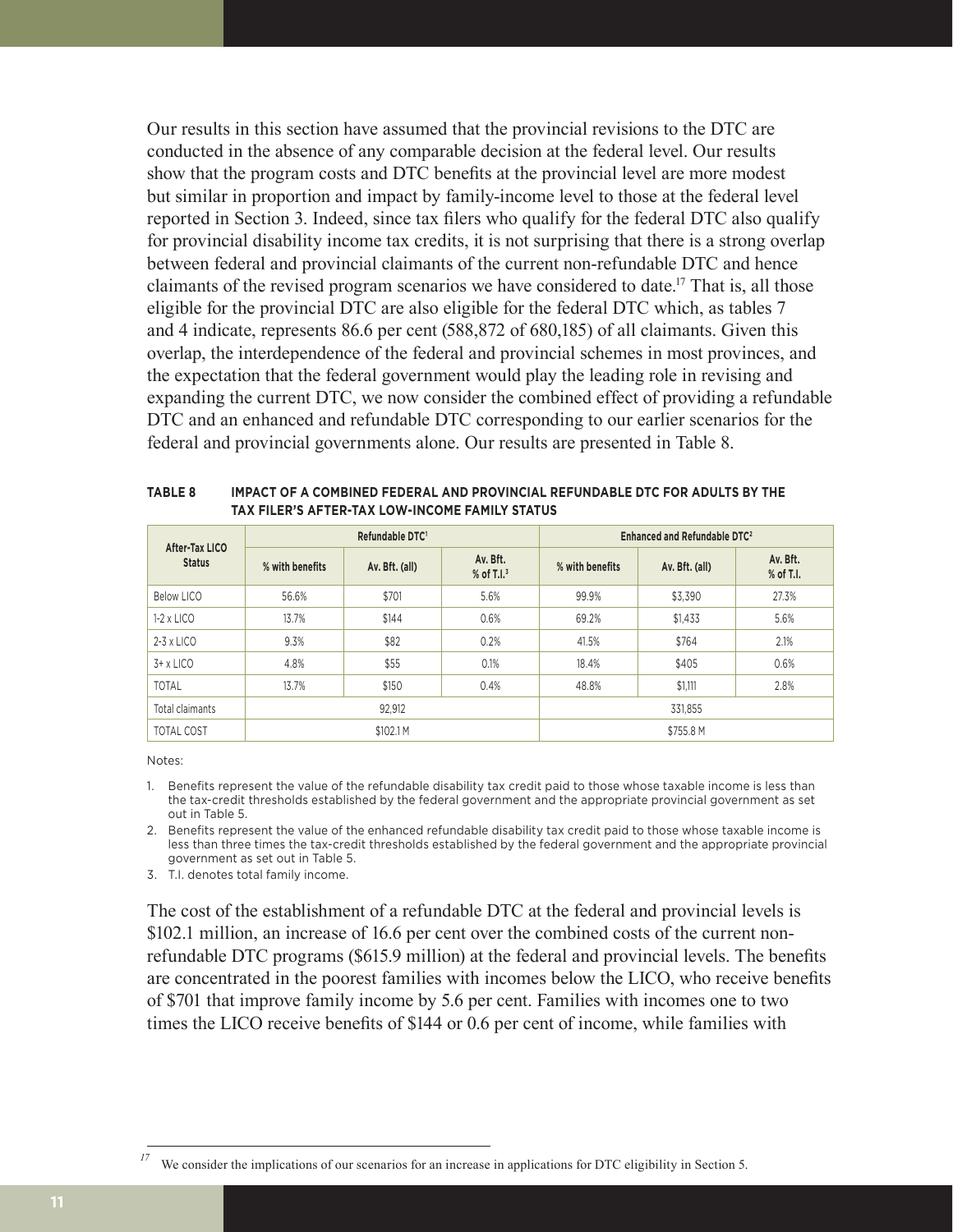Our results in this section have assumed that the provincial revisions to the DTC are conducted in the absence of any comparable decision at the federal level. Our results show that the program costs and DTC benefits at the provincial level are more modest but similar in proportion and impact by family-income level to those at the federal level reported in Section 3. Indeed, since tax filers who qualify for the federal DTC also qualify for provincial disability income tax credits, it is not surprising that there is a strong overlap between federal and provincial claimants of the current non-refundable DTC and hence claimants of the revised program scenarios we have considered to date.[17] That is, all those eligible for the provincial DTC are also eligible for the federal DTC which, as tables 7 and 4 indicate, represents 86.6 per cent (588,872 of 680,185) of all claimants. Given this overlap, the interdependence of the federal and provincial schemes in most provinces, and the expectation that the federal government would play the leading role in revising and expanding the current DTC, we now consider the combined effect of providing a refundable DTC and an enhanced and refundable DTC corresponding to our earlier scenarios for the federal and provincial governments alone. Our results are presented in Table 8.

**TABLE 8 IMPACT OF A COMBINED FEDERAL AND PROVINCIAL REFUNDABLE DTC FOR ADULTS BY THE TAX FILER'S AFTER-TAX LOW-INCOME FAMILY STATUS**

| After-Tax LICO Status | Refundable DTC[1] | | | Enhanced and Refundable DTC[2] | | |
|---|---|---|---|---|---|---|
| | % with benefits | Av. Bft. (all) | Av. Bft. % of T.I.[3] | % with benefits | Av. Bft. (all) | Av. Bft. % of T.I. |
| Below LICO | 56.6% | $701 | 5.6% | 99.9% | $3,390 | 27.3% |
| 1-2 x LICO | 13.7% | $144 | 0.6% | 69.2% | $1,433 | 5.6% |
| 2-3 x LICO | 9.3% | $82 | 0.2% | 41.5% | $764 | 2.1% |
| 3+ x LICO | 4.8% | $55 | 0.1% | 18.4% | $405 | 0.6% |
| TOTAL | 13.7% | $150 | 0.4% | 48.8% | $1,111 | 2.8% |
| Total claimants | 92,912 | | | 331,855 | | |
| TOTAL COST | $102.1 M | | | $755.8 M | | |

Notes:

1. Benefits represent the value of the refundable disability tax credit paid to those whose taxable income is less than the tax-credit thresholds established by the federal government and the appropriate provincial government as set out in Table 5.
2. Benefits represent the value of the enhanced refundable disability tax credit paid to those whose taxable income is less than three times the tax-credit thresholds established by the federal government and the appropriate provincial government as set out in Table 5.
3. T.I. denotes total family income.

The cost of the establishment of a refundable DTC at the federal and provincial levels is $102.1 million, an increase of 16.6 per cent over the combined costs of the current non-refundable DTC programs ($615.9 million) at the federal and provincial levels. The benefits are concentrated in the poorest families with incomes below the LICO, who receive benefits of $701 that improve family income by 5.6 per cent. Families with incomes one to two times the LICO receive benefits of $144 or 0.6 per cent of income, while families with

[17] We consider the implications of our scenarios for an increase in applications for DTC eligibility in Section 5.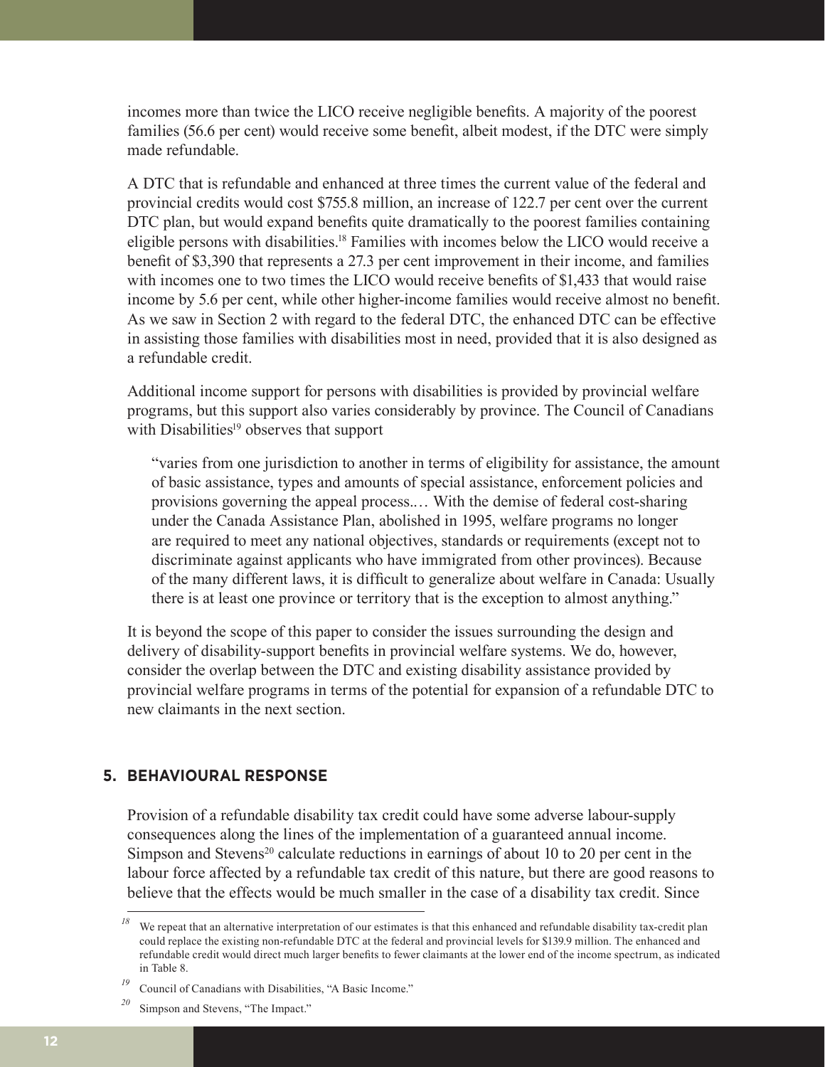incomes more than twice the LICO receive negligible benefits. A majority of the poorest families (56.6 per cent) would receive some benefit, albeit modest, if the DTC were simply made refundable.

A DTC that is refundable and enhanced at three times the current value of the federal and provincial credits would cost $755.8 million, an increase of 122.7 per cent over the current DTC plan, but would expand benefits quite dramatically to the poorest families containing eligible persons with disabilities.[18] Families with incomes below the LICO would receive a benefit of $3,390 that represents a 27.3 per cent improvement in their income, and families with incomes one to two times the LICO would receive benefits of $1,433 that would raise income by 5.6 per cent, while other higher-income families would receive almost no benefit. As we saw in Section 2 with regard to the federal DTC, the enhanced DTC can be effective in assisting those families with disabilities most in need, provided that it is also designed as a refundable credit.

Additional income support for persons with disabilities is provided by provincial welfare programs, but this support also varies considerably by province. The Council of Canadians with Disabilities[19] observes that support

> "varies from one jurisdiction to another in terms of eligibility for assistance, the amount of basic assistance, types and amounts of special assistance, enforcement policies and provisions governing the appeal process.… With the demise of federal cost-sharing under the Canada Assistance Plan, abolished in 1995, welfare programs no longer are required to meet any national objectives, standards or requirements (except not to discriminate against applicants who have immigrated from other provinces). Because of the many different laws, it is difficult to generalize about welfare in Canada: Usually there is at least one province or territory that is the exception to almost anything."

It is beyond the scope of this paper to consider the issues surrounding the design and delivery of disability-support benefits in provincial welfare systems. We do, however, consider the overlap between the DTC and existing disability assistance provided by provincial welfare programs in terms of the potential for expansion of a refundable DTC to new claimants in the next section.

## 5. BEHAVIOURAL RESPONSE

Provision of a refundable disability tax credit could have some adverse labour-supply consequences along the lines of the implementation of a guaranteed annual income. Simpson and Stevens[20] calculate reductions in earnings of about 10 to 20 per cent in the labour force affected by a refundable tax credit of this nature, but there are good reasons to believe that the effects would be much smaller in the case of a disability tax credit. Since

---

[18] We repeat that an alternative interpretation of our estimates is that this enhanced and refundable disability tax-credit plan could replace the existing non-refundable DTC at the federal and provincial levels for $139.9 million. The enhanced and refundable credit would direct much larger benefits to fewer claimants at the lower end of the income spectrum, as indicated in Table 8.

[19] Council of Canadians with Disabilities, "A Basic Income."

[20] Simpson and Stevens, "The Impact."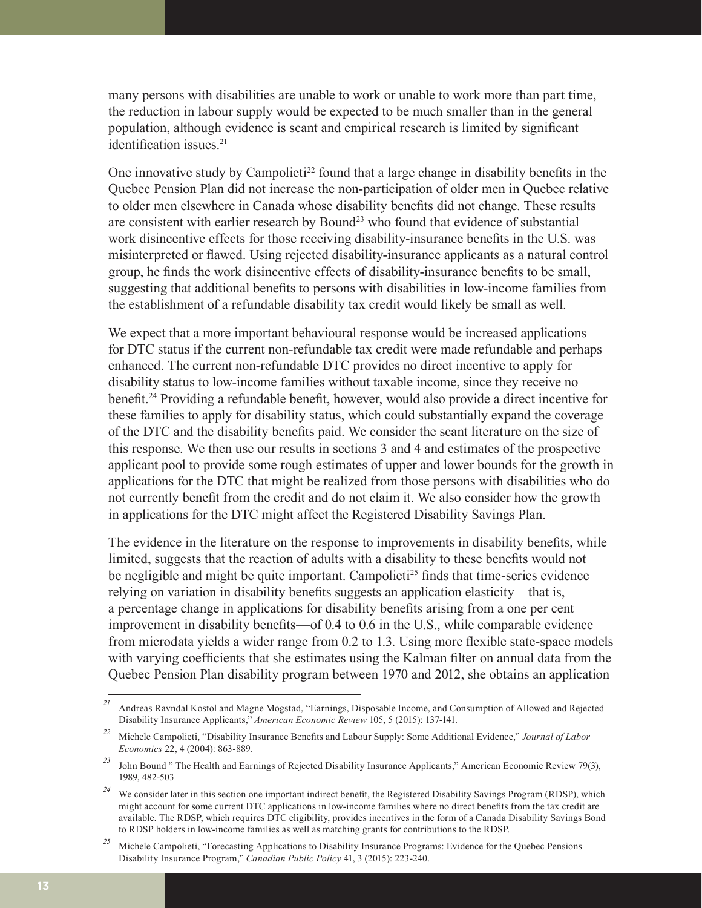many persons with disabilities are unable to work or unable to work more than part time, the reduction in labour supply would be expected to be much smaller than in the general population, although evidence is scant and empirical research is limited by significant identification issues.[21]

One innovative study by Campolieti[22] found that a large change in disability benefits in the Quebec Pension Plan did not increase the non-participation of older men in Quebec relative to older men elsewhere in Canada whose disability benefits did not change. These results are consistent with earlier research by Bound[23] who found that evidence of substantial work disincentive effects for those receiving disability-insurance benefits in the U.S. was misinterpreted or flawed. Using rejected disability-insurance applicants as a natural control group, he finds the work disincentive effects of disability-insurance benefits to be small, suggesting that additional benefits to persons with disabilities in low-income families from the establishment of a refundable disability tax credit would likely be small as well.

We expect that a more important behavioural response would be increased applications for DTC status if the current non-refundable tax credit were made refundable and perhaps enhanced. The current non-refundable DTC provides no direct incentive to apply for disability status to low-income families without taxable income, since they receive no benefit.[24] Providing a refundable benefit, however, would also provide a direct incentive for these families to apply for disability status, which could substantially expand the coverage of the DTC and the disability benefits paid. We consider the scant literature on the size of this response. We then use our results in sections 3 and 4 and estimates of the prospective applicant pool to provide some rough estimates of upper and lower bounds for the growth in applications for the DTC that might be realized from those persons with disabilities who do not currently benefit from the credit and do not claim it. We also consider how the growth in applications for the DTC might affect the Registered Disability Savings Plan.

The evidence in the literature on the response to improvements in disability benefits, while limited, suggests that the reaction of adults with a disability to these benefits would not be negligible and might be quite important. Campolieti[25] finds that time-series evidence relying on variation in disability benefits suggests an application elasticity—that is, a percentage change in applications for disability benefits arising from a one per cent improvement in disability benefits—of 0.4 to 0.6 in the U.S., while comparable evidence from microdata yields a wider range from 0.2 to 1.3. Using more flexible state-space models with varying coefficients that she estimates using the Kalman filter on annual data from the Quebec Pension Plan disability program between 1970 and 2012, she obtains an application

---

[21] Andreas Ravndal Kostol and Magne Mogstad, "Earnings, Disposable Income, and Consumption of Allowed and Rejected Disability Insurance Applicants," *American Economic Review* 105, 5 (2015): 137-141.

[22] Michele Campolieti, "Disability Insurance Benefits and Labour Supply: Some Additional Evidence," *Journal of Labor Economics* 22, 4 (2004): 863-889.

[23] John Bound " The Health and Earnings of Rejected Disability Insurance Applicants," American Economic Review 79(3), 1989, 482-503

[24] We consider later in this section one important indirect benefit, the Registered Disability Savings Program (RDSP), which might account for some current DTC applications in low-income families where no direct benefits from the tax credit are available. The RDSP, which requires DTC eligibility, provides incentives in the form of a Canada Disability Savings Bond to RDSP holders in low-income families as well as matching grants for contributions to the RDSP.

[25] Michele Campolieti, "Forecasting Applications to Disability Insurance Programs: Evidence for the Quebec Pensions Disability Insurance Program," *Canadian Public Policy* 41, 3 (2015): 223-240.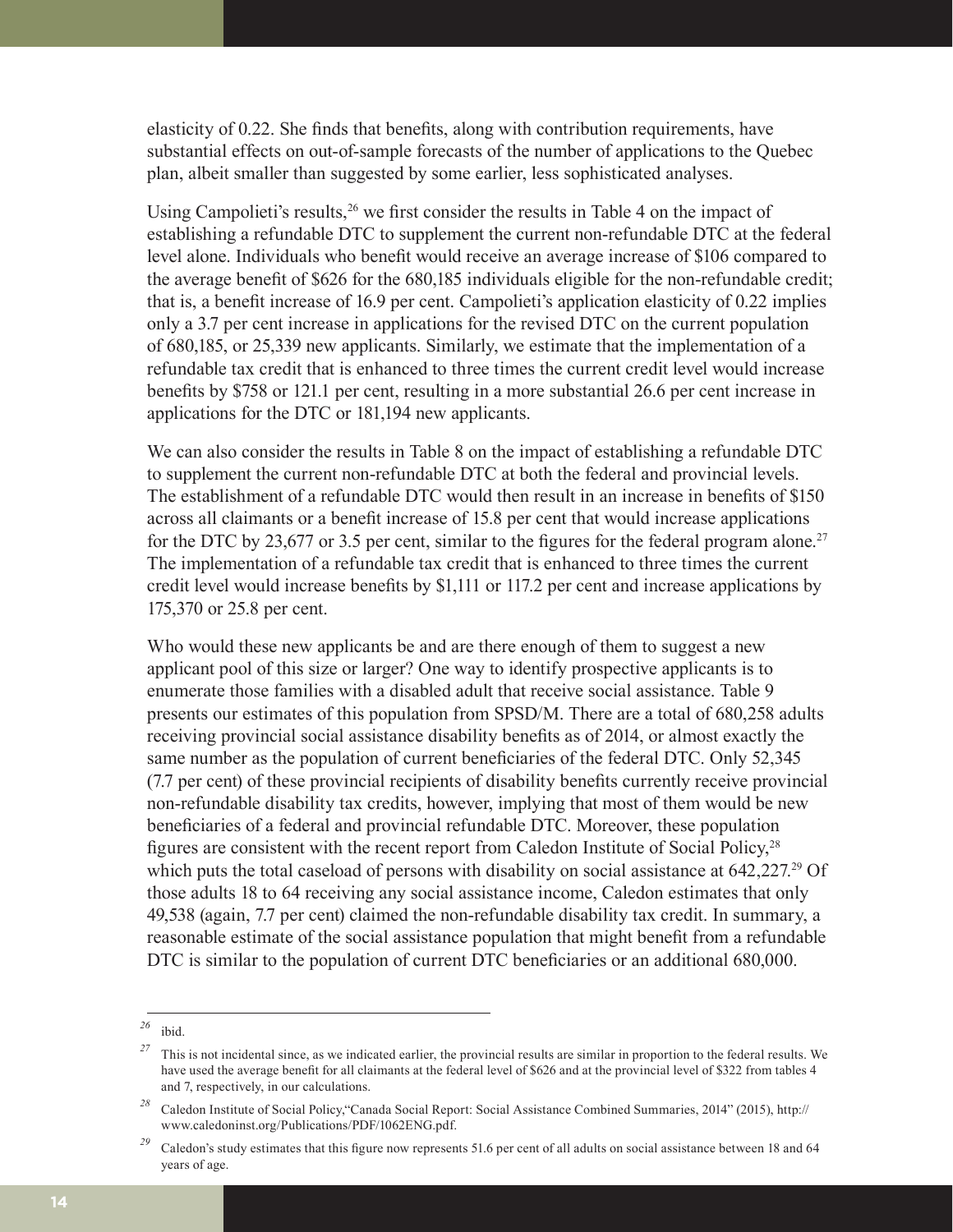elasticity of 0.22. She finds that benefits, along with contribution requirements, have substantial effects on out-of-sample forecasts of the number of applications to the Quebec plan, albeit smaller than suggested by some earlier, less sophisticated analyses.

Using Campolieti's results,[26] we first consider the results in Table 4 on the impact of establishing a refundable DTC to supplement the current non-refundable DTC at the federal level alone. Individuals who benefit would receive an average increase of $106 compared to the average benefit of $626 for the 680,185 individuals eligible for the non-refundable credit; that is, a benefit increase of 16.9 per cent. Campolieti's application elasticity of 0.22 implies only a 3.7 per cent increase in applications for the revised DTC on the current population of 680,185, or 25,339 new applicants. Similarly, we estimate that the implementation of a refundable tax credit that is enhanced to three times the current credit level would increase benefits by $758 or 121.1 per cent, resulting in a more substantial 26.6 per cent increase in applications for the DTC or 181,194 new applicants.

We can also consider the results in Table 8 on the impact of establishing a refundable DTC to supplement the current non-refundable DTC at both the federal and provincial levels. The establishment of a refundable DTC would then result in an increase in benefits of $150 across all claimants or a benefit increase of 15.8 per cent that would increase applications for the DTC by 23,677 or 3.5 per cent, similar to the figures for the federal program alone.[27] The implementation of a refundable tax credit that is enhanced to three times the current credit level would increase benefits by $1,111 or 117.2 per cent and increase applications by 175,370 or 25.8 per cent.

Who would these new applicants be and are there enough of them to suggest a new applicant pool of this size or larger? One way to identify prospective applicants is to enumerate those families with a disabled adult that receive social assistance. Table 9 presents our estimates of this population from SPSD/M. There are a total of 680,258 adults receiving provincial social assistance disability benefits as of 2014, or almost exactly the same number as the population of current beneficiaries of the federal DTC. Only 52,345 (7.7 per cent) of these provincial recipients of disability benefits currently receive provincial non-refundable disability tax credits, however, implying that most of them would be new beneficiaries of a federal and provincial refundable DTC. Moreover, these population figures are consistent with the recent report from Caledon Institute of Social Policy,[28] which puts the total caseload of persons with disability on social assistance at 642,227.[29] Of those adults 18 to 64 receiving any social assistance income, Caledon estimates that only 49,538 (again, 7.7 per cent) claimed the non-refundable disability tax credit. In summary, a reasonable estimate of the social assistance population that might benefit from a refundable DTC is similar to the population of current DTC beneficiaries or an additional 680,000.

---

[26] ibid.

[27] This is not incidental since, as we indicated earlier, the provincial results are similar in proportion to the federal results. We have used the average benefit for all claimants at the federal level of $626 and at the provincial level of $322 from tables 4 and 7, respectively, in our calculations.

[28] Caledon Institute of Social Policy, "Canada Social Report: Social Assistance Combined Summaries, 2014" (2015), http://www.caledoninst.org/Publications/PDF/1062ENG.pdf.

[29] Caledon's study estimates that this figure now represents 51.6 per cent of all adults on social assistance between 18 and 64 years of age.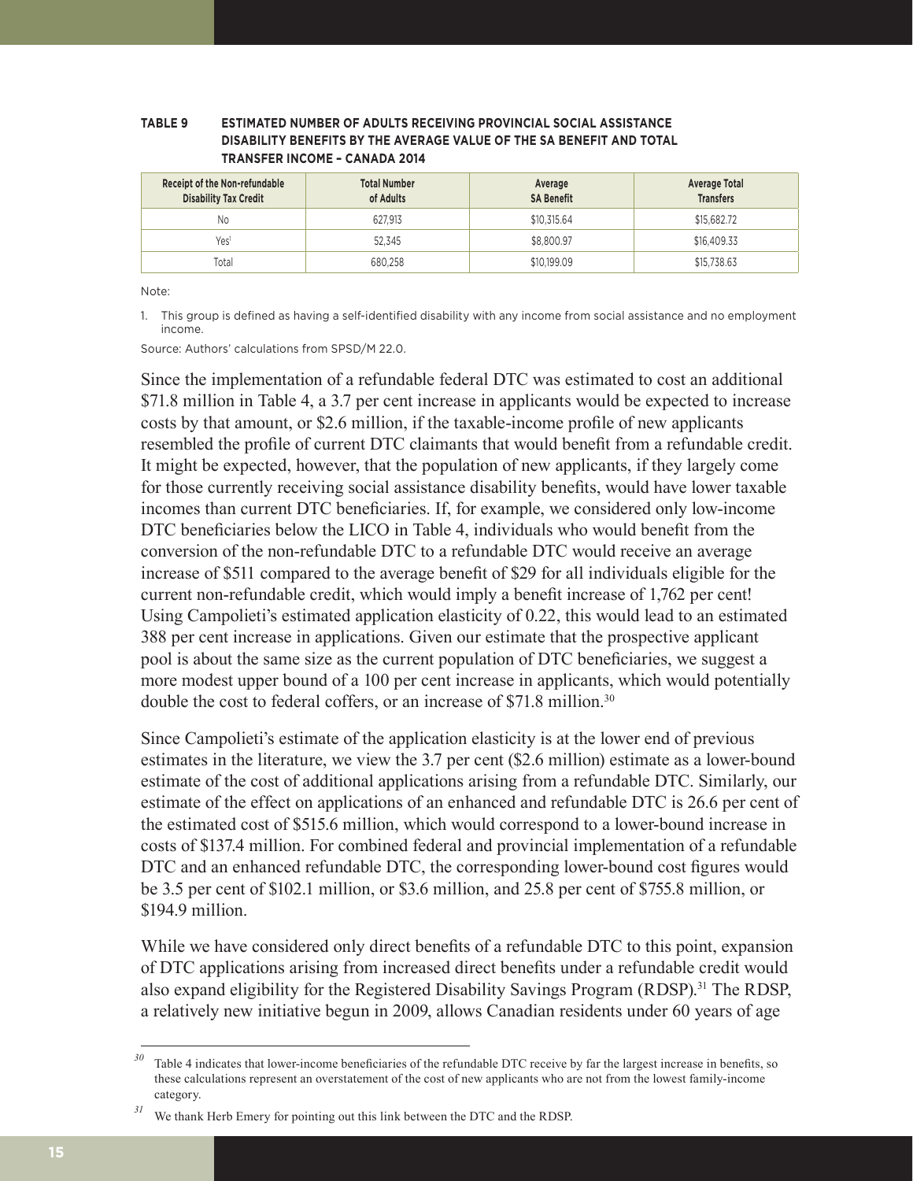**TABLE 9 ESTIMATED NUMBER OF ADULTS RECEIVING PROVINCIAL SOCIAL ASSISTANCE DISABILITY BENEFITS BY THE AVERAGE VALUE OF THE SA BENEFIT AND TOTAL TRANSFER INCOME – CANADA 2014**

| Receipt of the Non-refundable Disability Tax Credit | Total Number of Adults | Average SA Benefit | Average Total Transfers |
|---|---|---|---|
| No | 627,913 | $10,315.64 | $15,682.72 |
| Yes[1] | 52,345 | $8,800.97 | $16,409.33 |
| Total | 680,258 | $10,199.09 | $15,738.63 |

Note:

1. This group is defined as having a self-identified disability with any income from social assistance and no employment income.

Source: Authors' calculations from SPSD/M 22.0.

Since the implementation of a refundable federal DTC was estimated to cost an additional $71.8 million in Table 4, a 3.7 per cent increase in applicants would be expected to increase costs by that amount, or $2.6 million, if the taxable-income profile of new applicants resembled the profile of current DTC claimants that would benefit from a refundable credit. It might be expected, however, that the population of new applicants, if they largely come for those currently receiving social assistance disability benefits, would have lower taxable incomes than current DTC beneficiaries. If, for example, we considered only low-income DTC beneficiaries below the LICO in Table 4, individuals who would benefit from the conversion of the non-refundable DTC to a refundable DTC would receive an average increase of $511 compared to the average benefit of $29 for all individuals eligible for the current non-refundable credit, which would imply a benefit increase of 1,762 per cent! Using Campolieti's estimated application elasticity of 0.22, this would lead to an estimated 388 per cent increase in applications. Given our estimate that the prospective applicant pool is about the same size as the current population of DTC beneficiaries, we suggest a more modest upper bound of a 100 per cent increase in applicants, which would potentially double the cost to federal coffers, or an increase of $71.8 million.[30]

Since Campolieti's estimate of the application elasticity is at the lower end of previous estimates in the literature, we view the 3.7 per cent ($2.6 million) estimate as a lower-bound estimate of the cost of additional applications arising from a refundable DTC. Similarly, our estimate of the effect on applications of an enhanced and refundable DTC is 26.6 per cent of the estimated cost of $515.6 million, which would correspond to a lower-bound increase in costs of $137.4 million. For combined federal and provincial implementation of a refundable DTC and an enhanced refundable DTC, the corresponding lower-bound cost figures would be 3.5 per cent of $102.1 million, or $3.6 million, and 25.8 per cent of $755.8 million, or $194.9 million.

While we have considered only direct benefits of a refundable DTC to this point, expansion of DTC applications arising from increased direct benefits under a refundable credit would also expand eligibility for the Registered Disability Savings Program (RDSP).[31] The RDSP, a relatively new initiative begun in 2009, allows Canadian residents under 60 years of age

---

[30] Table 4 indicates that lower-income beneficiaries of the refundable DTC receive by far the largest increase in benefits, so these calculations represent an overstatement of the cost of new applicants who are not from the lowest family-income category.

[31] We thank Herb Emery for pointing out this link between the DTC and the RDSP.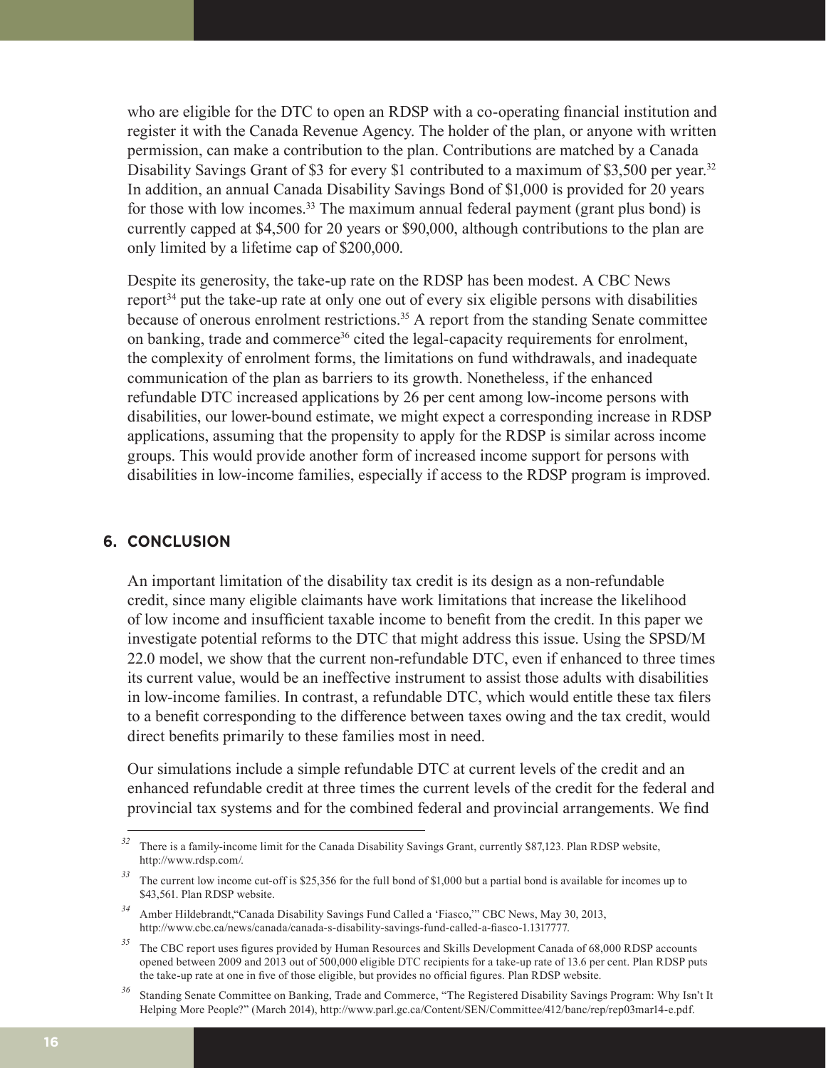who are eligible for the DTC to open an RDSP with a co-operating financial institution and register it with the Canada Revenue Agency. The holder of the plan, or anyone with written permission, can make a contribution to the plan. Contributions are matched by a Canada Disability Savings Grant of $3 for every $1 contributed to a maximum of $3,500 per year.[32] In addition, an annual Canada Disability Savings Bond of $1,000 is provided for 20 years for those with low incomes.[33] The maximum annual federal payment (grant plus bond) is currently capped at $4,500 for 20 years or $90,000, although contributions to the plan are only limited by a lifetime cap of $200,000.

Despite its generosity, the take-up rate on the RDSP has been modest. A CBC News report[34] put the take-up rate at only one out of every six eligible persons with disabilities because of onerous enrolment restrictions.[35] A report from the standing Senate committee on banking, trade and commerce[36] cited the legal-capacity requirements for enrolment, the complexity of enrolment forms, the limitations on fund withdrawals, and inadequate communication of the plan as barriers to its growth. Nonetheless, if the enhanced refundable DTC increased applications by 26 per cent among low-income persons with disabilities, our lower-bound estimate, we might expect a corresponding increase in RDSP applications, assuming that the propensity to apply for the RDSP is similar across income groups. This would provide another form of increased income support for persons with disabilities in low-income families, especially if access to the RDSP program is improved.

## 6. CONCLUSION

An important limitation of the disability tax credit is its design as a non-refundable credit, since many eligible claimants have work limitations that increase the likelihood of low income and insufficient taxable income to benefit from the credit. In this paper we investigate potential reforms to the DTC that might address this issue. Using the SPSD/M 22.0 model, we show that the current non-refundable DTC, even if enhanced to three times its current value, would be an ineffective instrument to assist those adults with disabilities in low-income families. In contrast, a refundable DTC, which would entitle these tax filers to a benefit corresponding to the difference between taxes owing and the tax credit, would direct benefits primarily to these families most in need.

Our simulations include a simple refundable DTC at current levels of the credit and an enhanced refundable credit at three times the current levels of the credit for the federal and provincial tax systems and for the combined federal and provincial arrangements. We find

---

[32] There is a family-income limit for the Canada Disability Savings Grant, currently $87,123. Plan RDSP website, http://www.rdsp.com/.

[33] The current low income cut-off is $25,356 for the full bond of $1,000 but a partial bond is available for incomes up to $43,561. Plan RDSP website.

[34] Amber Hildebrandt,"Canada Disability Savings Fund Called a 'Fiasco,'" CBC News, May 30, 2013, http://www.cbc.ca/news/canada/canada-s-disability-savings-fund-called-a-fiasco-1.1317777.

[35] The CBC report uses figures provided by Human Resources and Skills Development Canada of 68,000 RDSP accounts opened between 2009 and 2013 out of 500,000 eligible DTC recipients for a take-up rate of 13.6 per cent. Plan RDSP puts the take-up rate at one in five of those eligible, but provides no official figures. Plan RDSP website.

[36] Standing Senate Committee on Banking, Trade and Commerce, "The Registered Disability Savings Program: Why Isn't It Helping More People?" (March 2014), http://www.parl.gc.ca/Content/SEN/Committee/412/banc/rep/rep03mar14-e.pdf.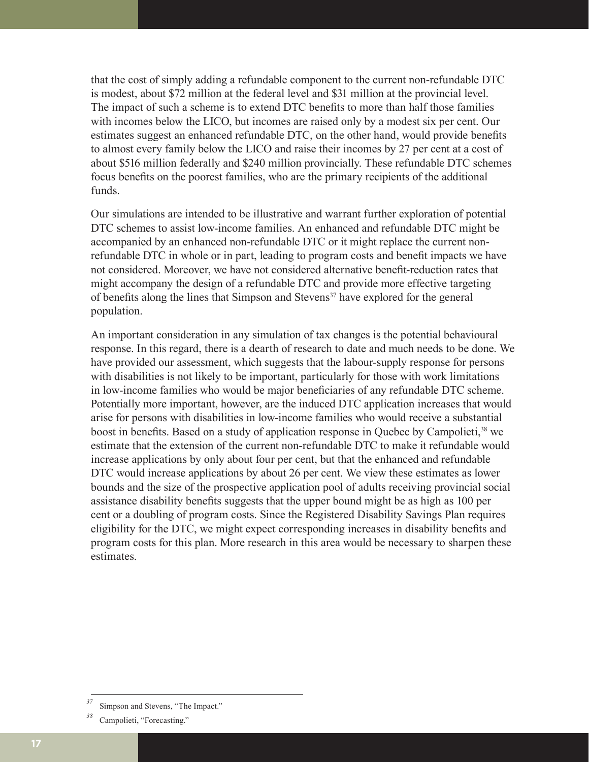that the cost of simply adding a refundable component to the current non-refundable DTC is modest, about $72 million at the federal level and $31 million at the provincial level. The impact of such a scheme is to extend DTC benefits to more than half those families with incomes below the LICO, but incomes are raised only by a modest six per cent. Our estimates suggest an enhanced refundable DTC, on the other hand, would provide benefits to almost every family below the LICO and raise their incomes by 27 per cent at a cost of about $516 million federally and $240 million provincially. These refundable DTC schemes focus benefits on the poorest families, who are the primary recipients of the additional funds.

Our simulations are intended to be illustrative and warrant further exploration of potential DTC schemes to assist low-income families. An enhanced and refundable DTC might be accompanied by an enhanced non-refundable DTC or it might replace the current non-refundable DTC in whole or in part, leading to program costs and benefit impacts we have not considered. Moreover, we have not considered alternative benefit-reduction rates that might accompany the design of a refundable DTC and provide more effective targeting of benefits along the lines that Simpson and Stevens[37] have explored for the general population.

An important consideration in any simulation of tax changes is the potential behavioural response. In this regard, there is a dearth of research to date and much needs to be done. We have provided our assessment, which suggests that the labour-supply response for persons with disabilities is not likely to be important, particularly for those with work limitations in low-income families who would be major beneficiaries of any refundable DTC scheme. Potentially more important, however, are the induced DTC application increases that would arise for persons with disabilities in low-income families who would receive a substantial boost in benefits. Based on a study of application response in Quebec by Campolieti,[38] we estimate that the extension of the current non-refundable DTC to make it refundable would increase applications by only about four per cent, but that the enhanced and refundable DTC would increase applications by about 26 per cent. We view these estimates as lower bounds and the size of the prospective application pool of adults receiving provincial social assistance disability benefits suggests that the upper bound might be as high as 100 per cent or a doubling of program costs. Since the Registered Disability Savings Plan requires eligibility for the DTC, we might expect corresponding increases in disability benefits and program costs for this plan. More research in this area would be necessary to sharpen these estimates.

---

[37] Simpson and Stevens, "The Impact."

[38] Campolieti, "Forecasting."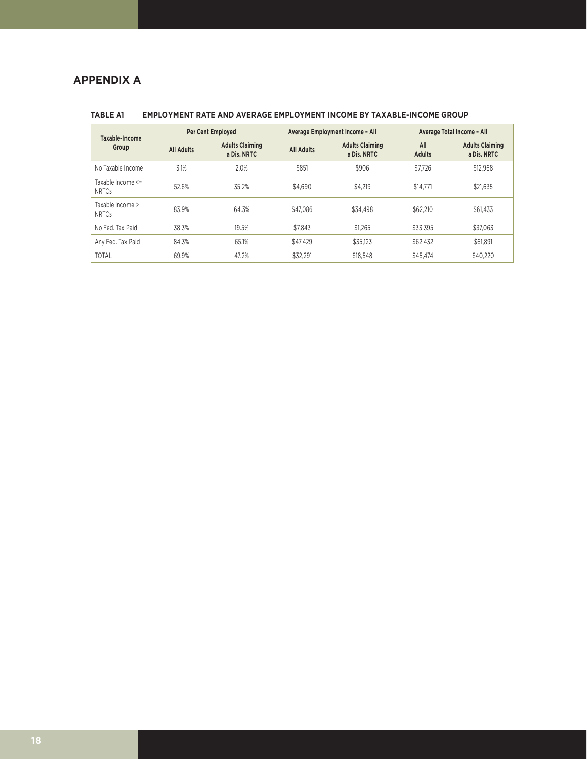## APPENDIX A

**TABLE A1 EMPLOYMENT RATE AND AVERAGE EMPLOYMENT INCOME BY TAXABLE-INCOME GROUP**

| Taxable-Income Group | Per Cent Employed | | Average Employment Income - All | | Average Total Income - All | |
|---|---|---|---|---|---|---|
| | All Adults | Adults Claiming a Dis. NRTC | All Adults | Adults Claiming a Dis. NRTC | All Adults | Adults Claiming a Dis. NRTC |
| No Taxable Income | 3.1% | 2.0% | $851 | $906 | $7,726 | $12,968 |
| Taxable Income <= NRTCs | 52.6% | 35.2% | $4,690 | $4,219 | $14,771 | $21,635 |
| Taxable Income > NRTCs | 83.9% | 64.3% | $47,086 | $34,498 | $62,210 | $61,433 |
| No Fed. Tax Paid | 38.3% | 19.5% | $7,843 | $1,265 | $33,395 | $37,063 |
| Any Fed. Tax Paid | 84.3% | 65.1% | $47,429 | $35,123 | $62,432 | $61,891 |
| TOTAL | 69.9% | 47.2% | $32,291 | $18,548 | $45,474 | $40,220 |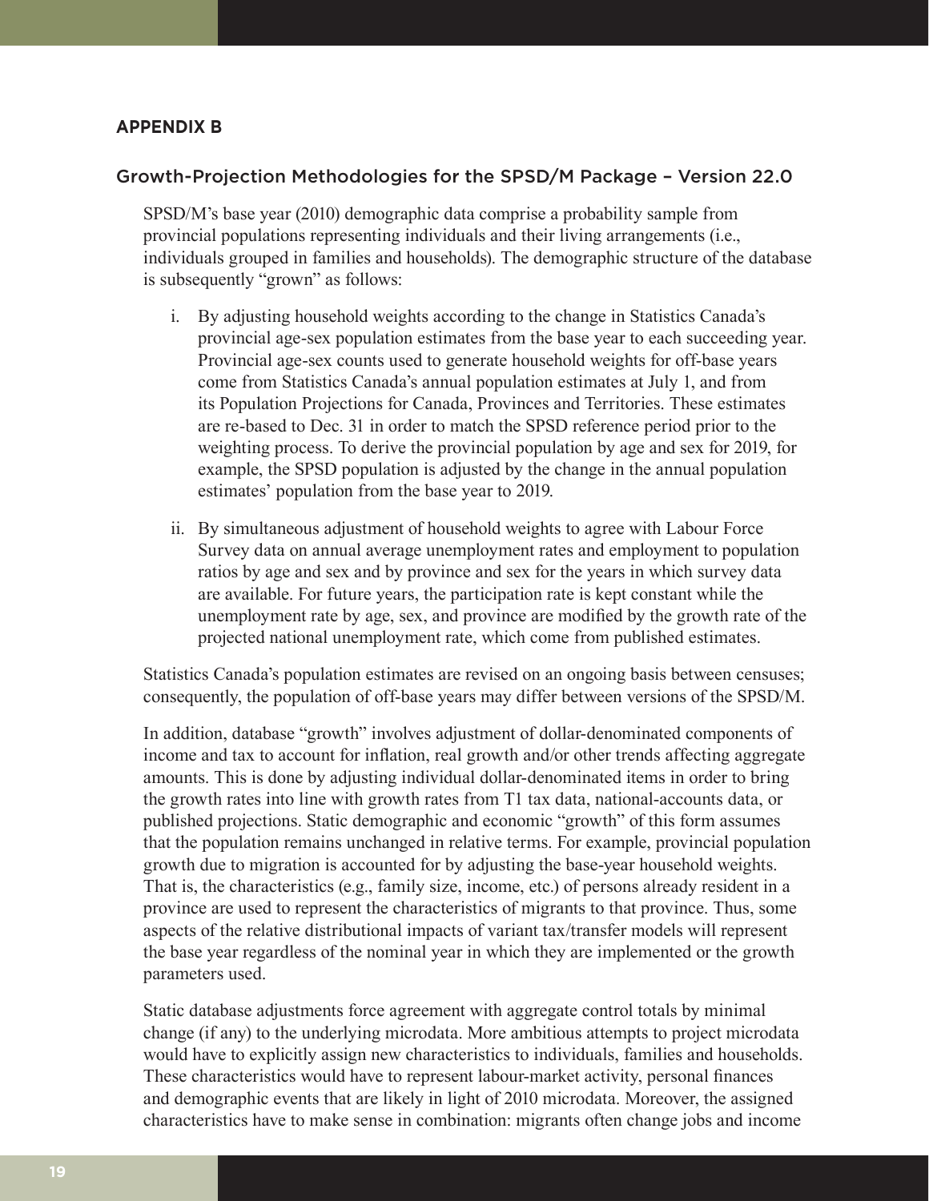## APPENDIX B

### Growth-Projection Methodologies for the SPSD/M Package – Version 22.0

SPSD/M's base year (2010) demographic data comprise a probability sample from provincial populations representing individuals and their living arrangements (i.e., individuals grouped in families and households). The demographic structure of the database is subsequently "grown" as follows:

i. By adjusting household weights according to the change in Statistics Canada's provincial age-sex population estimates from the base year to each succeeding year. Provincial age-sex counts used to generate household weights for off-base years come from Statistics Canada's annual population estimates at July 1, and from its Population Projections for Canada, Provinces and Territories. These estimates are re-based to Dec. 31 in order to match the SPSD reference period prior to the weighting process. To derive the provincial population by age and sex for 2019, for example, the SPSD population is adjusted by the change in the annual population estimates' population from the base year to 2019.

ii. By simultaneous adjustment of household weights to agree with Labour Force Survey data on annual average unemployment rates and employment to population ratios by age and sex and by province and sex for the years in which survey data are available. For future years, the participation rate is kept constant while the unemployment rate by age, sex, and province are modified by the growth rate of the projected national unemployment rate, which come from published estimates.

Statistics Canada's population estimates are revised on an ongoing basis between censuses; consequently, the population of off-base years may differ between versions of the SPSD/M.

In addition, database "growth" involves adjustment of dollar-denominated components of income and tax to account for inflation, real growth and/or other trends affecting aggregate amounts. This is done by adjusting individual dollar-denominated items in order to bring the growth rates into line with growth rates from T1 tax data, national-accounts data, or published projections. Static demographic and economic "growth" of this form assumes that the population remains unchanged in relative terms. For example, provincial population growth due to migration is accounted for by adjusting the base-year household weights. That is, the characteristics (e.g., family size, income, etc.) of persons already resident in a province are used to represent the characteristics of migrants to that province. Thus, some aspects of the relative distributional impacts of variant tax/transfer models will represent the base year regardless of the nominal year in which they are implemented or the growth parameters used.

Static database adjustments force agreement with aggregate control totals by minimal change (if any) to the underlying microdata. More ambitious attempts to project microdata would have to explicitly assign new characteristics to individuals, families and households. These characteristics would have to represent labour-market activity, personal finances and demographic events that are likely in light of 2010 microdata. Moreover, the assigned characteristics have to make sense in combination: migrants often change jobs and income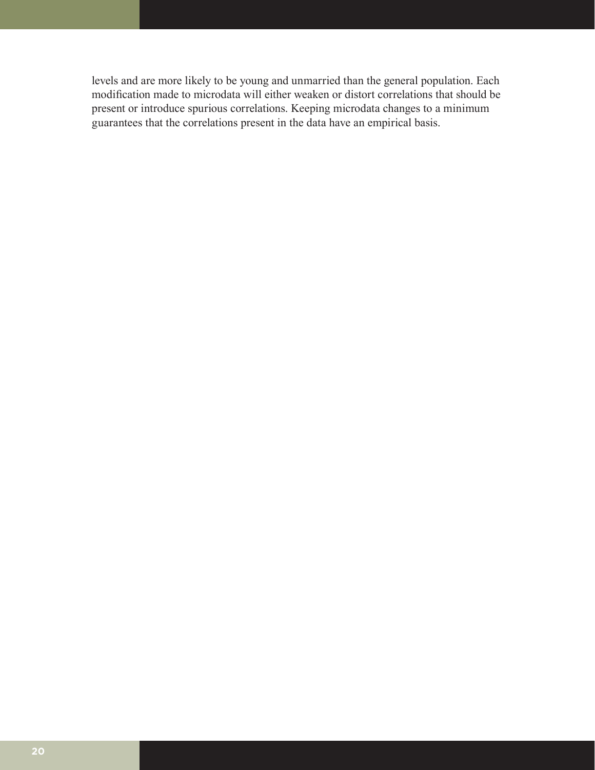levels and are more likely to be young and unmarried than the general population. Each modification made to microdata will either weaken or distort correlations that should be present or introduce spurious correlations. Keeping microdata changes to a minimum guarantees that the correlations present in the data have an empirical basis.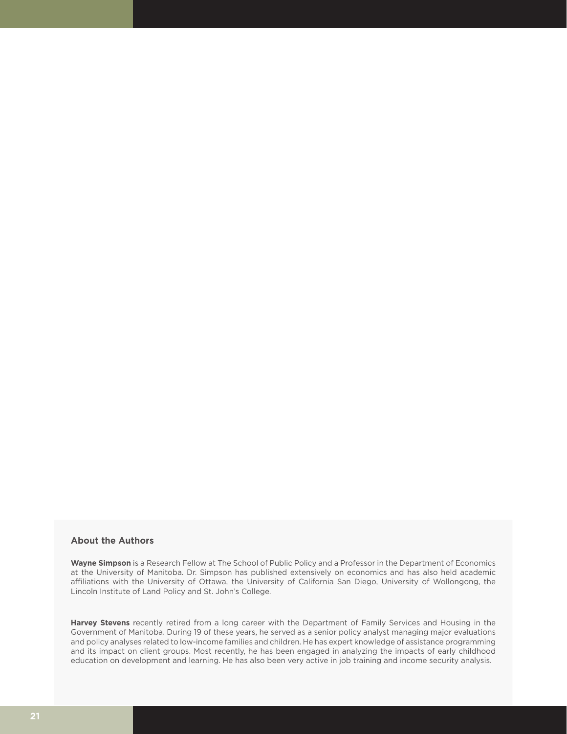## About the Authors

**Wayne Simpson** is a Research Fellow at The School of Public Policy and a Professor in the Department of Economics at the University of Manitoba. Dr. Simpson has published extensively on economics and has also held academic affiliations with the University of Ottawa, the University of California San Diego, University of Wollongong, the Lincoln Institute of Land Policy and St. John's College.

**Harvey Stevens** recently retired from a long career with the Department of Family Services and Housing in the Government of Manitoba. During 19 of these years, he served as a senior policy analyst managing major evaluations and policy analyses related to low-income families and children. He has expert knowledge of assistance programming and its impact on client groups. Most recently, he has been engaged in analyzing the impacts of early childhood education on development and learning. He has also been very active in job training and income security analysis.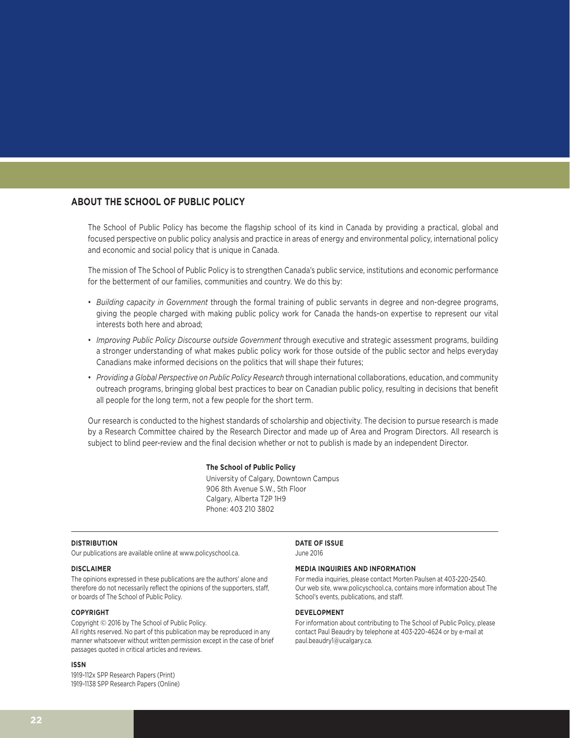## ABOUT THE SCHOOL OF PUBLIC POLICY

The School of Public Policy has become the flagship school of its kind in Canada by providing a practical, global and focused perspective on public policy analysis and practice in areas of energy and environmental policy, international policy and economic and social policy that is unique in Canada.

The mission of The School of Public Policy is to strengthen Canada's public service, institutions and economic performance for the betterment of our families, communities and country. We do this by:

- *Building capacity in Government* through the formal training of public servants in degree and non-degree programs, giving the people charged with making public policy work for Canada the hands-on expertise to represent our vital interests both here and abroad;
- *Improving Public Policy Discourse outside Government* through executive and strategic assessment programs, building a stronger understanding of what makes public policy work for those outside of the public sector and helps everyday Canadians make informed decisions on the politics that will shape their futures;
- *Providing a Global Perspective on Public Policy Research* through international collaborations, education, and community outreach programs, bringing global best practices to bear on Canadian public policy, resulting in decisions that benefit all people for the long term, not a few people for the short term.

Our research is conducted to the highest standards of scholarship and objectivity. The decision to pursue research is made by a Research Committee chaired by the Research Director and made up of Area and Program Directors. All research is subject to blind peer-review and the final decision whether or not to publish is made by an independent Director.

**The School of Public Policy**
University of Calgary, Downtown Campus
906 8th Avenue S.W., 5th Floor
Calgary, Alberta T2P 1H9
Phone: 403 210 3802

**DISTRIBUTION**
Our publications are available online at www.policyschool.ca.

**DISCLAIMER**
The opinions expressed in these publications are the authors' alone and therefore do not necessarily reflect the opinions of the supporters, staff, or boards of The School of Public Policy.

**COPYRIGHT**
Copyright © 2016 by The School of Public Policy.
All rights reserved. No part of this publication may be reproduced in any manner whatsoever without written permission except in the case of brief passages quoted in critical articles and reviews.

**ISSN**
1919-112x SPP Research Papers (Print)
1919-1138 SPP Research Papers (Online)

**DATE OF ISSUE**
June 2016

**MEDIA INQUIRIES AND INFORMATION**
For media inquiries, please contact Morten Paulsen at 403-220-2540. Our web site, www.policyschool.ca, contains more information about The School's events, publications, and staff.

**DEVELOPMENT**
For information about contributing to The School of Public Policy, please contact Paul Beaudry by telephone at 403-220-4624 or by e-mail at paul.beaudry1@ucalgary.ca.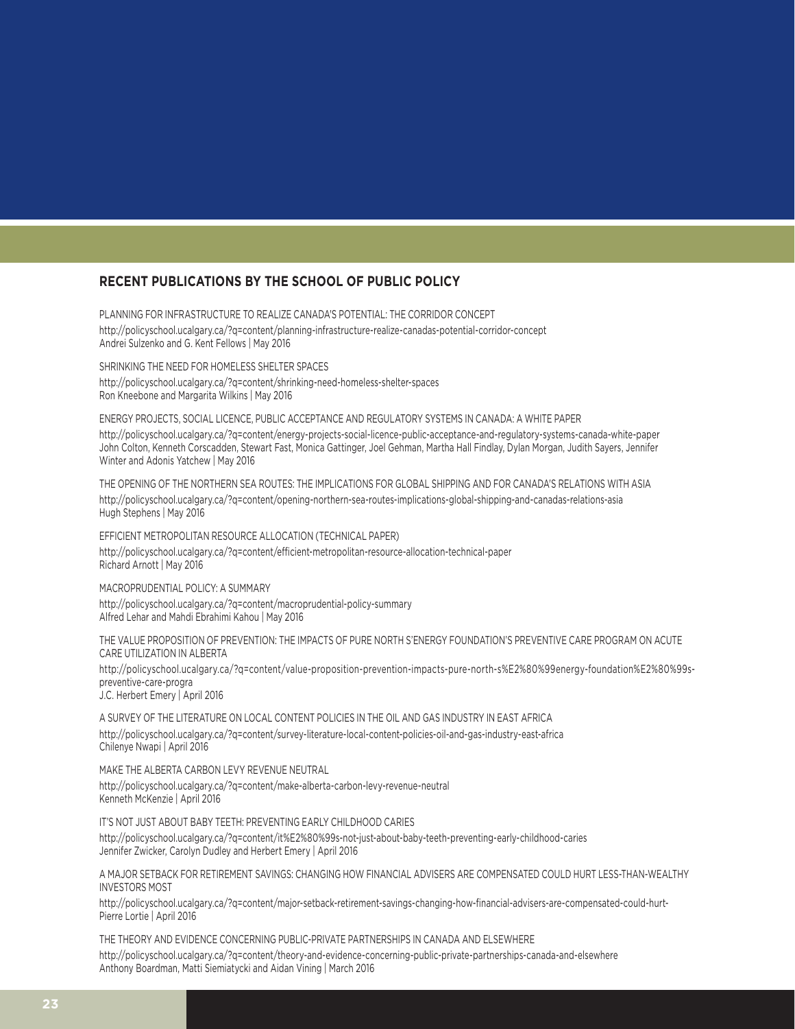## RECENT PUBLICATIONS BY THE SCHOOL OF PUBLIC POLICY

PLANNING FOR INFRASTRUCTURE TO REALIZE CANADA'S POTENTIAL: THE CORRIDOR CONCEPT
http://policyschool.ucalgary.ca/?q=content/planning-infrastructure-realize-canadas-potential-corridor-concept
Andrei Sulzenko and G. Kent Fellows | May 2016

SHRINKING THE NEED FOR HOMELESS SHELTER SPACES
http://policyschool.ucalgary.ca/?q=content/shrinking-need-homeless-shelter-spaces
Ron Kneebone and Margarita Wilkins | May 2016

ENERGY PROJECTS, SOCIAL LICENCE, PUBLIC ACCEPTANCE AND REGULATORY SYSTEMS IN CANADA: A WHITE PAPER
http://policyschool.ucalgary.ca/?q=content/energy-projects-social-licence-public-acceptance-and-regulatory-systems-canada-white-paper
John Colton, Kenneth Corscadden, Stewart Fast, Monica Gattinger, Joel Gehman, Martha Hall Findlay, Dylan Morgan, Judith Sayers, Jennifer Winter and Adonis Yatchew | May 2016

THE OPENING OF THE NORTHERN SEA ROUTES: THE IMPLICATIONS FOR GLOBAL SHIPPING AND FOR CANADA'S RELATIONS WITH ASIA
http://policyschool.ucalgary.ca/?q=content/opening-northern-sea-routes-implications-global-shipping-and-canadas-relations-asia
Hugh Stephens | May 2016

EFFICIENT METROPOLITAN RESOURCE ALLOCATION (TECHNICAL PAPER)
http://policyschool.ucalgary.ca/?q=content/efficient-metropolitan-resource-allocation-technical-paper
Richard Arnott | May 2016

MACROPRUDENTIAL POLICY: A SUMMARY
http://policyschool.ucalgary.ca/?q=content/macroprudential-policy-summary
Alfred Lehar and Mahdi Ebrahimi Kahou | May 2016

THE VALUE PROPOSITION OF PREVENTION: THE IMPACTS OF PURE NORTH S'ENERGY FOUNDATION'S PREVENTIVE CARE PROGRAM ON ACUTE CARE UTILIZATION IN ALBERTA
http://policyschool.ucalgary.ca/?q=content/value-proposition-prevention-impacts-pure-north-s%E2%80%99energy-foundation%E2%80%99s-preventive-care-progra
J.C. Herbert Emery | April 2016

A SURVEY OF THE LITERATURE ON LOCAL CONTENT POLICIES IN THE OIL AND GAS INDUSTRY IN EAST AFRICA
http://policyschool.ucalgary.ca/?q=content/survey-literature-local-content-policies-oil-and-gas-industry-east-africa
Chilenye Nwapi | April 2016

MAKE THE ALBERTA CARBON LEVY REVENUE NEUTRAL
http://policyschool.ucalgary.ca/?q=content/make-alberta-carbon-levy-revenue-neutral
Kenneth McKenzie | April 2016

IT'S NOT JUST ABOUT BABY TEETH: PREVENTING EARLY CHILDHOOD CARIES
http://policyschool.ucalgary.ca/?q=content/it%E2%80%99s-not-just-about-baby-teeth-preventing-early-childhood-caries
Jennifer Zwicker, Carolyn Dudley and Herbert Emery | April 2016

A MAJOR SETBACK FOR RETIREMENT SAVINGS: CHANGING HOW FINANCIAL ADVISERS ARE COMPENSATED COULD HURT LESS-THAN-WEALTHY INVESTORS MOST
http://policyschool.ucalgary.ca/?q=content/major-setback-retirement-savings-changing-how-financial-advisers-are-compensated-could-hurt-
Pierre Lortie | April 2016

THE THEORY AND EVIDENCE CONCERNING PUBLIC-PRIVATE PARTNERSHIPS IN CANADA AND ELSEWHERE
http://policyschool.ucalgary.ca/?q=content/theory-and-evidence-concerning-public-private-partnerships-canada-and-elsewhere
Anthony Boardman, Matti Siemiatycki and Aidan Vining | March 2016